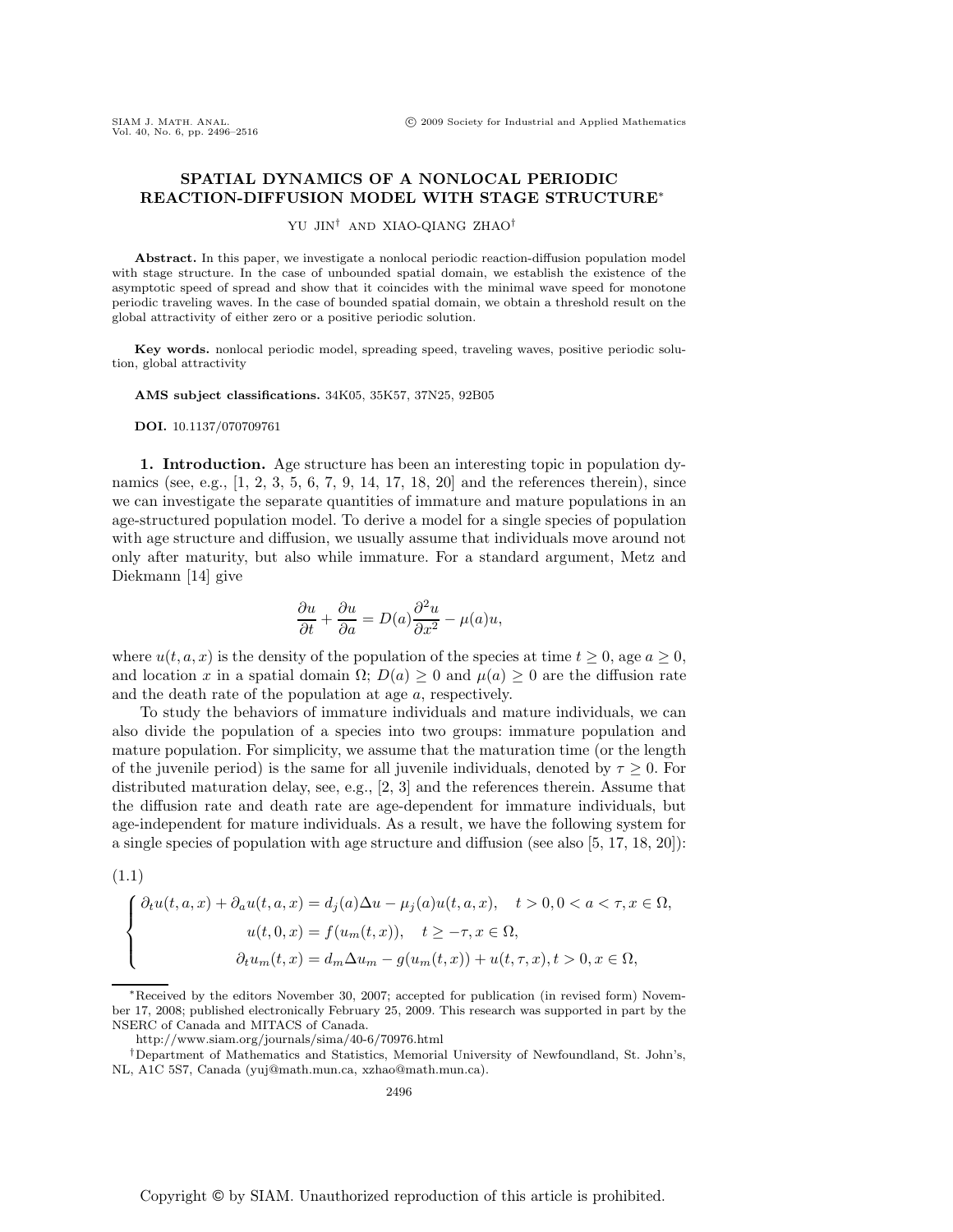# SPATIAL DYNAMICS OF A NONLOCAL PERIODIC REACTION-DIFFUSION MODEL WITH STAGE STRUCTURE*

YU JIN† AND XIAO-QIANG ZHAO†

**Abstract.** In this paper, we investigate a nonlocal periodic reaction-diffusion population model with stage structure. In the case of unbounded spatial domain, we establish the existence of the asymptotic speed of spread and show that it coincides with the minimal wave speed for monotone periodic traveling waves. In the case of bounded spatial domain, we obtain a threshold result on the global attractivity of either zero or a positive periodic solution.

**Key words.** nonlocal periodic model, spreading speed, traveling waves, positive periodic solution, global attractivity

**AMS subject classifications.** 34K05, 35K57, 37N25, 92B05

**DOI.** 10.1137/070709761

**1. Introduction.** Age structure has been an interesting topic in population dynamics (see, e.g., [1, 2, 3, 5, 6, 7, 9, 14, 17, 18, 20] and the references therein), since we can investigate the separate quantities of immature and mature populations in an age-structured population model. To derive a model for a single species of population with age structure and diffusion, we usually assume that individuals move around not only after maturity, but also while immature. For a standard argument, Metz and Diekmann [14] give

$$\frac{\partial u}{\partial t} + \frac{\partial u}{\partial a} = D(a)\frac{\partial^2 u}{\partial x^2} - \mu(a)u,$$

where $u(t, a, x)$ is the density of the population of the species at time $t \geq 0$, age $a \geq 0$, and location $x$ in a spatial domain $\Omega$; $D(a) \geq 0$ and $\mu(a) \geq 0$ are the diffusion rate and the death rate of the population at age $a$, respectively.

To study the behaviors of immature individuals and mature individuals, we can also divide the population of a species into two groups: immature population and mature population. For simplicity, we assume that the maturation time (or the length of the juvenile period) is the same for all juvenile individuals, denoted by $\tau \geq 0$. For distributed maturation delay, see, e.g., [2, 3] and the references therein. Assume that the diffusion rate and death rate are age-dependent for immature individuals, but age-independent for mature individuals. As a result, we have the following system for a single species of population with age structure and diffusion (see also [5, 17, 18, 20]):

(1.1)

$$\begin{cases} \partial_t u(t,a,x) + \partial_a u(t,a,x) = d_j(a)\Delta u - \mu_j(a)u(t,a,x), \quad t > 0, 0 < a < \tau, x \in \Omega, \\ u(t,0,x) = f(u_m(t,x)), \quad t \geq -\tau, x \in \Omega, \\ \partial_t u_m(t,x) = d_m \Delta u_m - g(u_m(t,x)) + u(t,\tau,x), t > 0, x \in \Omega, \end{cases}$$

*Received by the editors November 30, 2007; accepted for publication (in revised form) November 17, 2008; published electronically February 25, 2009. This research was supported in part by the NSERC of Canada and MITACS of Canada.

http://www.siam.org/journals/sima/40-6/70976.html

†Department of Mathematics and Statistics, Memorial University of Newfoundland, St. John's, NL, A1C 5S7, Canada (yuj@math.mun.ca, xzhao@math.mun.ca).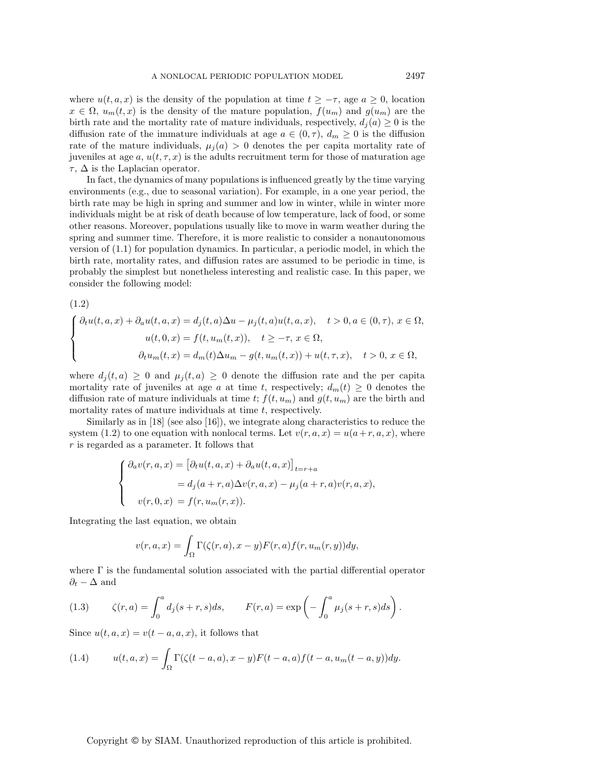where $u(t, a, x)$ is the density of the population at time $t \geq -\tau$, age $a \geq 0$, location $x \in \Omega$, $u_m(t, x)$ is the density of the mature population, $f(u_m)$ and $g(u_m)$ are the birth rate and the mortality rate of mature individuals, respectively, $d_j(a) \geq 0$ is the diffusion rate of the immature individuals at age $a \in (0, \tau)$, $d_m \geq 0$ is the diffusion rate of the mature individuals, $\mu_j(a) > 0$ denotes the per capita mortality rate of juveniles at age $a$, $u(t, \tau, x)$ is the adults recruitment term for those of maturation age $\tau$, $\Delta$ is the Laplacian operator.

In fact, the dynamics of many populations is influenced greatly by the time varying environments (e.g., due to seasonal variation). For example, in a one year period, the birth rate may be high in spring and summer and low in winter, while in winter more individuals might be at risk of death because of low temperature, lack of food, or some other reasons. Moreover, populations usually like to move in warm weather during the spring and summer time. Therefore, it is more realistic to consider a nonautonomous version of (1.1) for population dynamics. In particular, a periodic model, in which the birth rate, mortality rates, and diffusion rates are assumed to be periodic in time, is probably the simplest but nonetheless interesting and realistic case. In this paper, we consider the following model:

(1.2)

$$
\begin{cases}
\partial_t u(t, a, x) + \partial_a u(t, a, x) = d_j(t, a)\Delta u - \mu_j(t, a) u(t, a, x), \quad t > 0, a \in (0, \tau),\, x \in \Omega, \\
u(t, 0, x) = f(t, u_m(t, x)), \quad t \geq -\tau,\, x \in \Omega, \\
\partial_t u_m(t, x) = d_m(t)\Delta u_m - g(t, u_m(t, x)) + u(t, \tau, x), \quad t > 0,\, x \in \Omega,
\end{cases}
$$

where $d_j(t, a) \geq 0$ and $\mu_j(t, a) \geq 0$ denote the diffusion rate and the per capita mortality rate of juveniles at age $a$ at time $t$, respectively; $d_m(t) \geq 0$ denotes the diffusion rate of mature individuals at time $t$; $f(t, u_m)$ and $g(t, u_m)$ are the birth and mortality rates of mature individuals at time $t$, respectively.

Similarly as in [18] (see also [16]), we integrate along characteristics to reduce the system (1.2) to one equation with nonlocal terms. Let $v(r, a, x) = u(a + r, a, x)$, where $r$ is regarded as a parameter. It follows that

$$
\begin{cases}
\partial_a v(r, a, x) = \left[\partial_t u(t, a, x) + \partial_a u(t, a, x)\right]_{t = r + a} \\
\qquad\qquad\;\; = d_j(a + r, a)\Delta v(r, a, x) - \mu_j(a + r, a) v(r, a, x), \\
v(r, 0, x) = f(r, u_m(r, x)).
\end{cases}
$$

Integrating the last equation, we obtain

$$
v(r, a, x) = \int_\Omega \Gamma(\zeta(r, a), x - y) F(r, a) f(r, u_m(r, y)) dy,
$$

where $\Gamma$ is the fundamental solution associated with the partial differential operator $\partial_t - \Delta$ and

$$
\zeta(r, a) = \int_0^a d_j(s + r, s) ds, \qquad F(r, a) = \exp\left(-\int_0^a \mu_j(s + r, s) ds\right). \tag{1.3}
$$

Since $u(t, a, x) = v(t - a, a, x)$, it follows that

$$
u(t, a, x) = \int_\Omega \Gamma(\zeta(t - a, a), x - y) F(t - a, a) f(t - a, u_m(t - a, y)) dy. \tag{1.4}
$$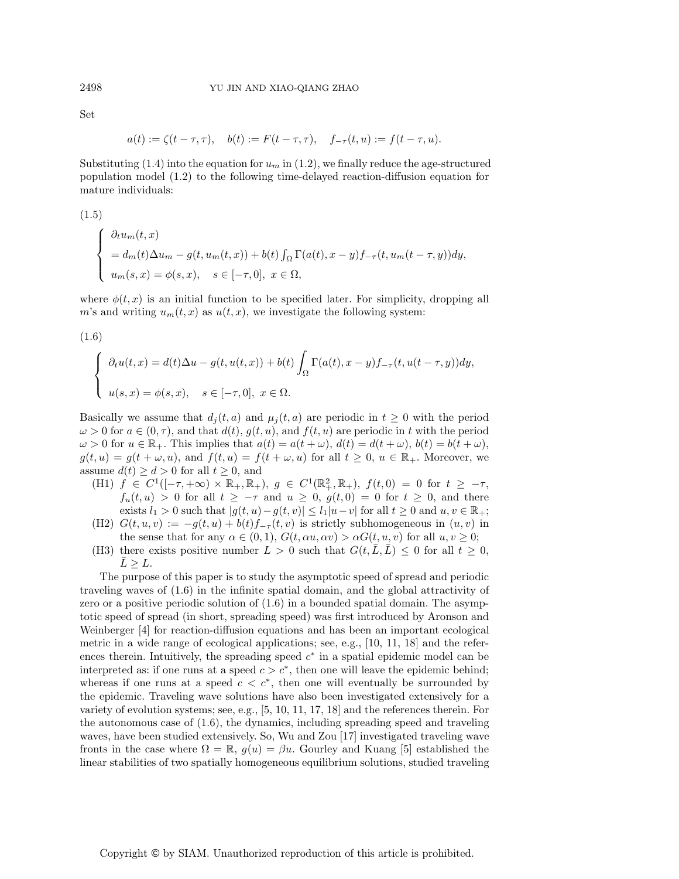Set

$$a(t) := \zeta(t-\tau,\tau), \quad b(t) := F(t-\tau,\tau), \quad f_{-\tau}(t,u) := f(t-\tau,u).$$

Substituting (1.4) into the equation for $u_m$ in (1.2), we finally reduce the age-structured population model (1.2) to the following time-delayed reaction-diffusion equation for mature individuals:

(1.5)

$$\begin{cases} \partial_t u_m(t,x) \\ = d_m(t)\Delta u_m - g(t,u_m(t,x)) + b(t)\int_\Omega \Gamma(a(t),x-y) f_{-\tau}(t,u_m(t-\tau,y))dy, \\ u_m(s,x) = \phi(s,x), \quad s\in[-\tau,0],\ x\in\Omega, \end{cases}$$

where $\phi(t,x)$ is an initial function to be specified later. For simplicity, dropping all $m$'s and writing $u_m(t,x)$ as $u(t,x)$, we investigate the following system:

(1.6)

$$\begin{cases} \partial_t u(t,x) = d(t)\Delta u - g(t,u(t,x)) + b(t)\displaystyle\int_\Omega \Gamma(a(t),x-y) f_{-\tau}(t,u(t-\tau,y))dy, \\ u(s,x) = \phi(s,x), \quad s\in[-\tau,0],\ x\in\Omega. \end{cases}$$

Basically we assume that $d_j(t,a)$ and $\mu_j(t,a)$ are periodic in $t\geq 0$ with the period $\omega>0$ for $a\in(0,\tau)$, and that $d(t)$, $g(t,u)$, and $f(t,u)$ are periodic in $t$ with the period $\omega>0$ for $u\in\mathbb{R}_+$. This implies that $a(t)=a(t+\omega)$, $d(t)=d(t+\omega)$, $b(t)=b(t+\omega)$, $g(t,u)=g(t+\omega,u)$, and $f(t,u)=f(t+\omega,u)$ for all $t\geq 0$, $u\in\mathbb{R}_+$. Moreover, we assume $d(t)\geq d>0$ for all $t\geq 0$, and

- (H1) $f\in C^1([-\tau,+\infty)\times\mathbb{R}_+,\mathbb{R}_+)$, $g\in C^1(\mathbb{R}_+^2,\mathbb{R}_+)$, $f(t,0)=0$ for $t\geq -\tau$, $f_u(t,u)>0$ for all $t\geq -\tau$ and $u\geq 0$, $g(t,0)=0$ for $t\geq 0$, and there exists $l_1>0$ such that $|g(t,u)-g(t,v)|\leq l_1|u-v|$ for all $t\geq 0$ and $u,v\in\mathbb{R}_+$;
- (H2) $G(t,u,v) := -g(t,u)+b(t)f_{-\tau}(t,v)$ is strictly subhomogeneous in $(u,v)$ in the sense that for any $\alpha\in(0,1)$, $G(t,\alpha u,\alpha v)>\alpha G(t,u,v)$ for all $u,v\geq 0$;
- (H3) there exists positive number $L>0$ such that $G(t,\bar{L},\bar{L})\leq 0$ for all $t\geq 0$, $\bar{L}\geq L$.

The purpose of this paper is to study the asymptotic speed of spread and periodic traveling waves of (1.6) in the infinite spatial domain, and the global attractivity of zero or a positive periodic solution of (1.6) in a bounded spatial domain. The asymptotic speed of spread (in short, spreading speed) was first introduced by Aronson and Weinberger [4] for reaction-diffusion equations and has been an important ecological metric in a wide range of ecological applications; see, e.g., [10, 11, 18] and the references therein. Intuitively, the spreading speed $c^*$ in a spatial epidemic model can be interpreted as: if one runs at a speed $c>c^*$, then one will leave the epidemic behind; whereas if one runs at a speed $c<c^*$, then one will eventually be surrounded by the epidemic. Traveling wave solutions have also been investigated extensively for a variety of evolution systems; see, e.g., [5, 10, 11, 17, 18] and the references therein. For the autonomous case of (1.6), the dynamics, including spreading speed and traveling waves, have been studied extensively. So, Wu and Zou [17] investigated traveling wave fronts in the case where $\Omega=\mathbb{R}$, $g(u)=\beta u$. Gourley and Kuang [5] established the linear stabilities of two spatially homogeneous equilibrium solutions, studied traveling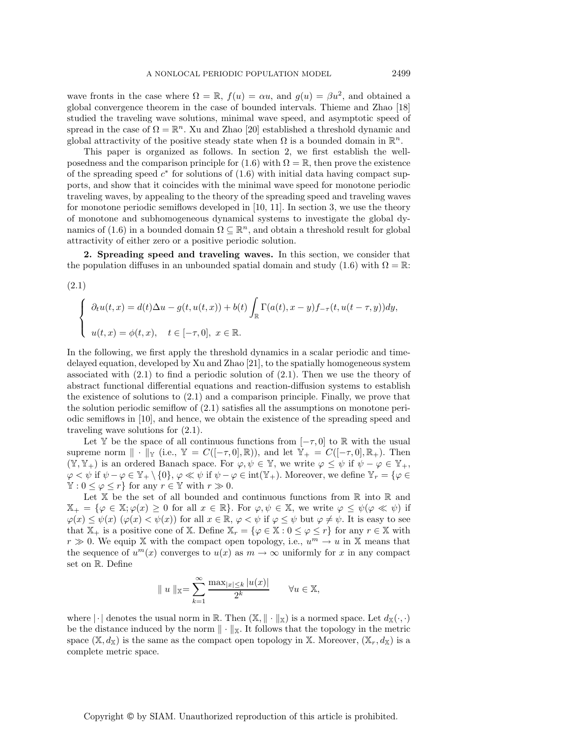wave fronts in the case where $\Omega = \mathbb{R}$, $f(u) = \alpha u$, and $g(u) = \beta u^2$, and obtained a global convergence theorem in the case of bounded intervals. Thieme and Zhao [18] studied the traveling wave solutions, minimal wave speed, and asymptotic speed of spread in the case of $\Omega = \mathbb{R}^n$. Xu and Zhao [20] established a threshold dynamic and global attractivity of the positive steady state when $\Omega$ is a bounded domain in $\mathbb{R}^n$.

This paper is organized as follows. In section 2, we first establish the well-posedness and the comparison principle for (1.6) with $\Omega = \mathbb{R}$, then prove the existence of the spreading speed $c^*$ for solutions of (1.6) with initial data having compact supports, and show that it coincides with the minimal wave speed for monotone periodic traveling waves, by appealing to the theory of the spreading speed and traveling waves for monotone periodic semiflows developed in [10, 11]. In section 3, we use the theory of monotone and subhomogeneous dynamical systems to investigate the global dynamics of (1.6) in a bounded domain $\Omega \subseteq \mathbb{R}^n$, and obtain a threshold result for global attractivity of either zero or a positive periodic solution.

## 2. Spreading speed and traveling waves.

In this section, we consider that the population diffuses in an unbounded spatial domain and study (1.6) with $\Omega = \mathbb{R}$:

(2.1)

$$\begin{cases} \partial_t u(t,x) = d(t)\Delta u - g(t, u(t,x)) + b(t)\displaystyle\int_{\mathbb{R}} \Gamma(a(t), x-y) f_{-\tau}(t, u(t-\tau, y))dy, \\ u(t,x) = \phi(t,x), \quad t \in [-\tau, 0], \ x \in \mathbb{R}. \end{cases}$$

In the following, we first apply the threshold dynamics in a scalar periodic and time-delayed equation, developed by Xu and Zhao [21], to the spatially homogeneous system associated with (2.1) to find a periodic solution of (2.1). Then we use the theory of abstract functional differential equations and reaction-diffusion systems to establish the existence of solutions to (2.1) and a comparison principle. Finally, we prove that the solution periodic semiflow of (2.1) satisfies all the assumptions on monotone periodic semiflows in [10], and hence, we obtain the existence of the spreading speed and traveling wave solutions for (2.1).

Let $\mathbb{Y}$ be the space of all continuous functions from $[-\tau, 0]$ to $\mathbb{R}$ with the usual supreme norm $\| \cdot \|_{\mathbb{Y}}$ (i.e., $\mathbb{Y} = C([-\tau, 0], \mathbb{R})$), and let $\mathbb{Y}_+ = C([-\tau, 0], \mathbb{R}_+)$. Then $(\mathbb{Y}, \mathbb{Y}_+)$ is an ordered Banach space. For $\varphi, \psi \in \mathbb{Y}$, we write $\varphi \leq \psi$ if $\psi - \varphi \in \mathbb{Y}_+$, $\varphi < \psi$ if $\psi - \varphi \in \mathbb{Y}_+ \setminus \{0\}$, $\varphi \ll \psi$ if $\psi - \varphi \in \text{int}(\mathbb{Y}_+)$. Moreover, we define $\mathbb{Y}_r = \{\varphi \in \mathbb{Y} : 0 \leq \varphi \leq r\}$ for any $r \in \mathbb{Y}$ with $r \gg 0$.

Let $\mathbb{X}$ be the set of all bounded and continuous functions from $\mathbb{R}$ into $\mathbb{R}$ and $\mathbb{X}_+ = \{\varphi \in \mathbb{X}; \varphi(x) \geq 0 \text{ for all } x \in \mathbb{R}\}$. For $\varphi, \psi \in \mathbb{X}$, we write $\varphi \leq \psi (\varphi \ll \psi)$ if $\varphi(x) \leq \psi(x)$ $(\varphi(x) < \psi(x))$ for all $x \in \mathbb{R}$, $\varphi < \psi$ if $\varphi \leq \psi$ but $\varphi \neq \psi$. It is easy to see that $\mathbb{X}_+$ is a positive cone of $\mathbb{X}$. Define $\mathbb{X}_r = \{\varphi \in \mathbb{X} : 0 \leq \varphi \leq r\}$ for any $r \in \mathbb{X}$ with $r \gg 0$. We equip $\mathbb{X}$ with the compact open topology, i.e., $u^m \to u$ in $\mathbb{X}$ means that the sequence of $u^m(x)$ converges to $u(x)$ as $m \to \infty$ uniformly for $x$ in any compact set on $\mathbb{R}$. Define

$$\| u \|_{\mathbb{X}} = \sum_{k=1}^{\infty} \frac{\max_{|x| \leq k} |u(x)|}{2^k} \qquad \forall u \in \mathbb{X},$$

where $|\cdot|$ denotes the usual norm in $\mathbb{R}$. Then $(\mathbb{X}, \| \cdot \|_{\mathbb{X}})$ is a normed space. Let $d_{\mathbb{X}}(\cdot, \cdot)$ be the distance induced by the norm $\| \cdot \|_{\mathbb{X}}$. It follows that the topology in the metric space $(\mathbb{X}, d_{\mathbb{X}})$ is the same as the compact open topology in $\mathbb{X}$. Moreover, $(\mathbb{X}_r, d_{\mathbb{X}})$ is a complete metric space.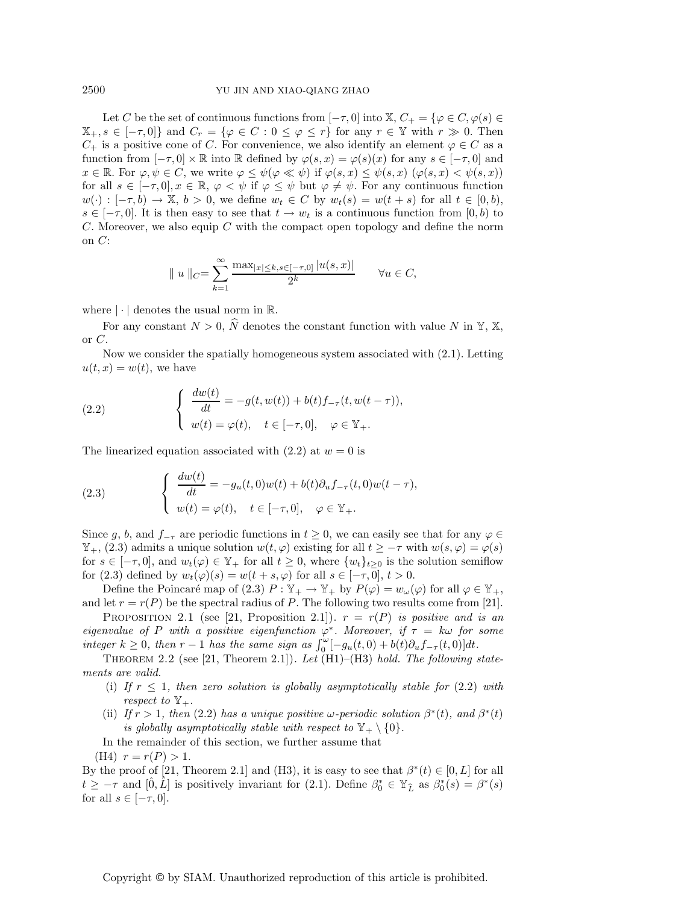Let $C$ be the set of continuous functions from $[-\tau, 0]$ into $\mathbb{X}$, $C_+ = \{\varphi \in C, \varphi(s) \in \mathbb{X}_+, s \in [-\tau, 0]\}$ and $C_r = \{\varphi \in C : 0 \leq \varphi \leq r\}$ for any $r \in \mathbb{Y}$ with $r \gg 0$. Then $C_+$ is a positive cone of $C$. For convenience, we also identify an element $\varphi \in C$ as a function from $[-\tau, 0] \times \mathbb{R}$ into $\mathbb{R}$ defined by $\varphi(s, x) = \varphi(s)(x)$ for any $s \in [-\tau, 0]$ and $x \in \mathbb{R}$. For $\varphi, \psi \in C$, we write $\varphi \leq \psi (\varphi \ll \psi)$ if $\varphi(s, x) \leq \psi(s, x)$ $(\varphi(s, x) < \psi(s, x))$ for all $s \in [-\tau, 0], x \in \mathbb{R}$, $\varphi < \psi$ if $\varphi \leq \psi$ but $\varphi \neq \psi$. For any continuous function $w(\cdot) : [-\tau, b) \to \mathbb{X}$, $b > 0$, we define $w_t \in C$ by $w_t(s) = w(t + s)$ for all $t \in [0, b)$, $s \in [-\tau, 0]$. It is then easy to see that $t \to w_t$ is a continuous function from $[0, b)$ to $C$. Moreover, we also equip $C$ with the compact open topology and define the norm on $C$:

$$\| u \|_C = \sum_{k=1}^{\infty} \frac{\max_{|x| \leq k, s \in [-\tau, 0]} |u(s, x)|}{2^k} \qquad \forall u \in C,$$

where $|\cdot|$ denotes the usual norm in $\mathbb{R}$.

For any constant $N > 0$, $\widehat{N}$ denotes the constant function with value $N$ in $\mathbb{Y}$, $\mathbb{X}$, or $C$.

Now we consider the spatially homogeneous system associated with (2.1). Letting $u(t, x) = w(t)$, we have

$$\text{(2.2)} \qquad \begin{cases} \dfrac{dw(t)}{dt} = -g(t, w(t)) + b(t) f_{-\tau}(t, w(t - \tau)), \\ w(t) = \varphi(t), \quad t \in [-\tau, 0], \quad \varphi \in \mathbb{Y}_+. \end{cases}$$

The linearized equation associated with (2.2) at $w = 0$ is

$$\text{(2.3)} \qquad \begin{cases} \dfrac{dw(t)}{dt} = -g_u(t, 0) w(t) + b(t) \partial_u f_{-\tau}(t, 0) w(t - \tau), \\ w(t) = \varphi(t), \quad t \in [-\tau, 0], \quad \varphi \in \mathbb{Y}_+. \end{cases}$$

Since $g$, $b$, and $f_{-\tau}$ are periodic functions in $t \geq 0$, we can easily see that for any $\varphi \in \mathbb{Y}_+$, (2.3) admits a unique solution $w(t, \varphi)$ existing for all $t \geq -\tau$ with $w(s, \varphi) = \varphi(s)$ for $s \in [-\tau, 0]$, and $w_t(\varphi) \in \mathbb{Y}_+$ for all $t \geq 0$, where $\{w_t\}_{t \geq 0}$ is the solution semiflow for (2.3) defined by $w_t(\varphi)(s) = w(t + s, \varphi)$ for all $s \in [-\tau, 0]$, $t > 0$.

Define the Poincaré map of (2.3) $P : \mathbb{Y}_+ \to \mathbb{Y}_+$ by $P(\varphi) = w_\omega(\varphi)$ for all $\varphi \in \mathbb{Y}_+$, and let $r = r(P)$ be the spectral radius of $P$. The following two results come from [21].

Proposition 2.1 (see [21, Proposition 2.1]). *$r = r(P)$ is positive and is an eigenvalue of $P$ with a positive eigenfunction $\varphi^*$. Moreover, if $\tau = k\omega$ for some integer $k \geq 0$, then $r - 1$ has the same sign as $\int_0^\omega [-g_u(t, 0) + b(t) \partial_u f_{-\tau}(t, 0)] dt$.*

Theorem 2.2 (see [21, Theorem 2.1]). *Let* (H1)–(H3) *hold. The following statements are valid.*

- (i) *If $r \leq 1$, then zero solution is globally asymptotically stable for* (2.2) *with respect to $\mathbb{Y}_+$.*
- (ii) *If $r > 1$, then* (2.2) *has a unique positive $\omega$-periodic solution $\beta^*(t)$, and $\beta^*(t)$ is globally asymptotically stable with respect to $\mathbb{Y}_+ \setminus \{0\}$.*

In the remainder of this section, we further assume that

(H4) $r = r(P) > 1$.

By the proof of [21, Theorem 2.1] and (H3), it is easy to see that $\beta^*(t) \in [0, L]$ for all $t \geq -\tau$ and $[\hat{0}, \hat{L}]$ is positively invariant for (2.1). Define $\beta_0^* \in \mathbb{Y}_{\widehat{L}}$ as $\beta_0^*(s) = \beta^*(s)$ for all $s \in [-\tau, 0]$.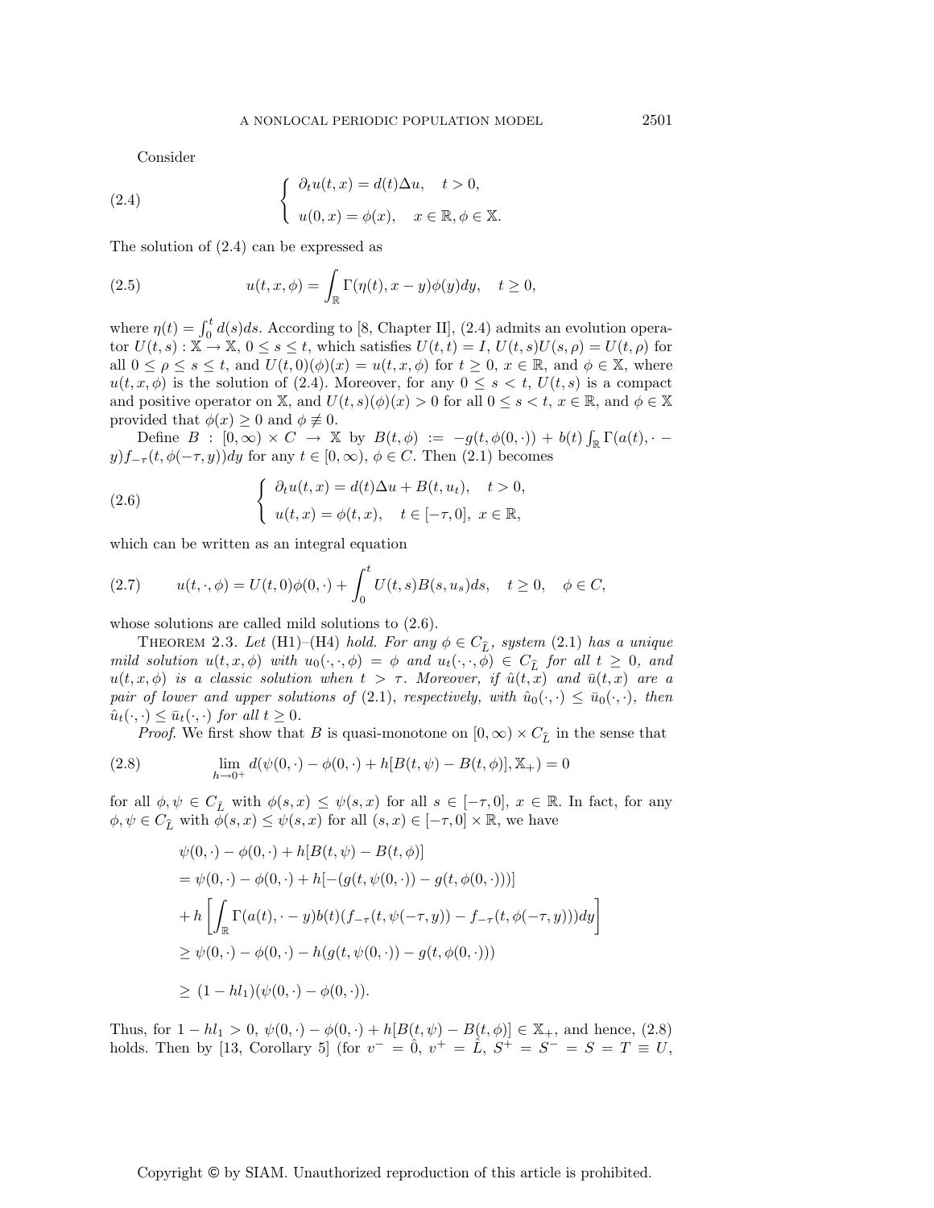Consider

$$
(2.4) \qquad \begin{cases} \partial_t u(t,x) = d(t)\Delta u, \quad t > 0, \\ u(0,x) = \phi(x), \quad x \in \mathbb{R}, \phi \in \mathbb{X}. \end{cases}
$$

The solution of (2.4) can be expressed as

$$
(2.5) \qquad u(t,x,\phi) = \int_{\mathbb{R}} \Gamma(\eta(t), x-y)\phi(y)dy, \quad t \geq 0,
$$

where $\eta(t) = \int_0^t d(s)ds$. According to [8, Chapter II], (2.4) admits an evolution operator $U(t,s) : \mathbb{X} \to \mathbb{X}$, $0 \leq s \leq t$, which satisfies $U(t,t) = I$, $U(t,s)U(s,\rho) = U(t,\rho)$ for all $0 \leq \rho \leq s \leq t$, and $U(t,0)(\phi)(x) = u(t,x,\phi)$ for $t \geq 0$, $x \in \mathbb{R}$, and $\phi \in \mathbb{X}$, where $u(t,x,\phi)$ is the solution of (2.4). Moreover, for any $0 \leq s < t$, $U(t,s)$ is a compact and positive operator on $\mathbb{X}$, and $U(t,s)(\phi)(x) > 0$ for all $0 \leq s < t$, $x \in \mathbb{R}$, and $\phi \in \mathbb{X}$ provided that $\phi(x) \geq 0$ and $\phi \not\equiv 0$.

Define $B : [0,\infty) \times C \to \mathbb{X}$ by $B(t,\phi) := -g(t,\phi(0,\cdot)) + b(t)\int_{\mathbb{R}} \Gamma(a(t),\cdot - y)f_{-\tau}(t,\phi(-\tau,y))dy$ for any $t \in [0,\infty)$, $\phi \in C$. Then (2.1) becomes

$$
(2.6) \qquad \begin{cases} \partial_t u(t,x) = d(t)\Delta u + B(t,u_t), \quad t > 0, \\ u(t,x) = \phi(t,x), \quad t \in [-\tau, 0],\ x \in \mathbb{R}, \end{cases}
$$

which can be written as an integral equation

$$
(2.7) \qquad u(t,\cdot,\phi) = U(t,0)\phi(0,\cdot) + \int_0^t U(t,s)B(s,u_s)ds, \quad t \geq 0, \quad \phi \in C,
$$

whose solutions are called mild solutions to (2.6).

Theorem 2.3. *Let* (H1)–(H4) *hold. For any* $\phi \in C_{\hat{L}}$, *system* (2.1) *has a unique mild solution* $u(t,x,\phi)$ *with* $u_0(\cdot,\cdot,\phi) = \phi$ *and* $u_t(\cdot,\cdot,\phi) \in C_{\hat{L}}$ *for all* $t \geq 0$, *and* $u(t,x,\phi)$ *is a classic solution when* $t > \tau$. *Moreover, if* $\hat{u}(t,x)$ *and* $\bar{u}(t,x)$ *are a pair of lower and upper solutions of* (2.1), *respectively, with* $\hat{u}_0(\cdot,\cdot) \leq \bar{u}_0(\cdot,\cdot)$, *then* $\hat{u}_t(\cdot,\cdot) \leq \bar{u}_t(\cdot,\cdot)$ *for all* $t \geq 0$.

*Proof.* We first show that $B$ is quasi-monotone on $[0,\infty) \times C_{\hat{L}}$ in the sense that

$$
(2.8) \qquad \lim_{h \to 0^+} d(\psi(0,\cdot) - \phi(0,\cdot) + h[B(t,\psi) - B(t,\phi)], \mathbb{X}_+) = 0
$$

for all $\phi, \psi \in C_{\hat{L}}$ with $\phi(s,x) \leq \psi(s,x)$ for all $s \in [-\tau, 0]$, $x \in \mathbb{R}$. In fact, for any $\phi, \psi \in C_{\hat{L}}$ with $\phi(s,x) \leq \psi(s,x)$ for all $(s,x) \in [-\tau,0] \times \mathbb{R}$, we have

$$
\begin{aligned}
&\psi(0,\cdot) - \phi(0,\cdot) + h[B(t,\psi) - B(t,\phi)] \\
&= \psi(0,\cdot) - \phi(0,\cdot) + h[-(g(t,\psi(0,\cdot)) - g(t,\phi(0,\cdot)))] \\
&+ h\left[\int_{\mathbb{R}} \Gamma(a(t),\cdot - y)b(t)(f_{-\tau}(t,\psi(-\tau,y)) - f_{-\tau}(t,\phi(-\tau,y)))dy\right] \\
&\geq \psi(0,\cdot) - \phi(0,\cdot) - h(g(t,\psi(0,\cdot)) - g(t,\phi(0,\cdot))) \\
&\geq (1 - hl_1)(\psi(0,\cdot) - \phi(0,\cdot)).
\end{aligned}
$$

Thus, for $1 - hl_1 > 0$, $\psi(0,\cdot) - \phi(0,\cdot) + h[B(t,\psi) - B(t,\phi)] \in \mathbb{X}_+$, and hence, (2.8) holds. Then by [13, Corollary 5] (for $v^- = \hat{0}$, $v^+ = \hat{L}$, $S^+ = S^- = S = T \equiv U$,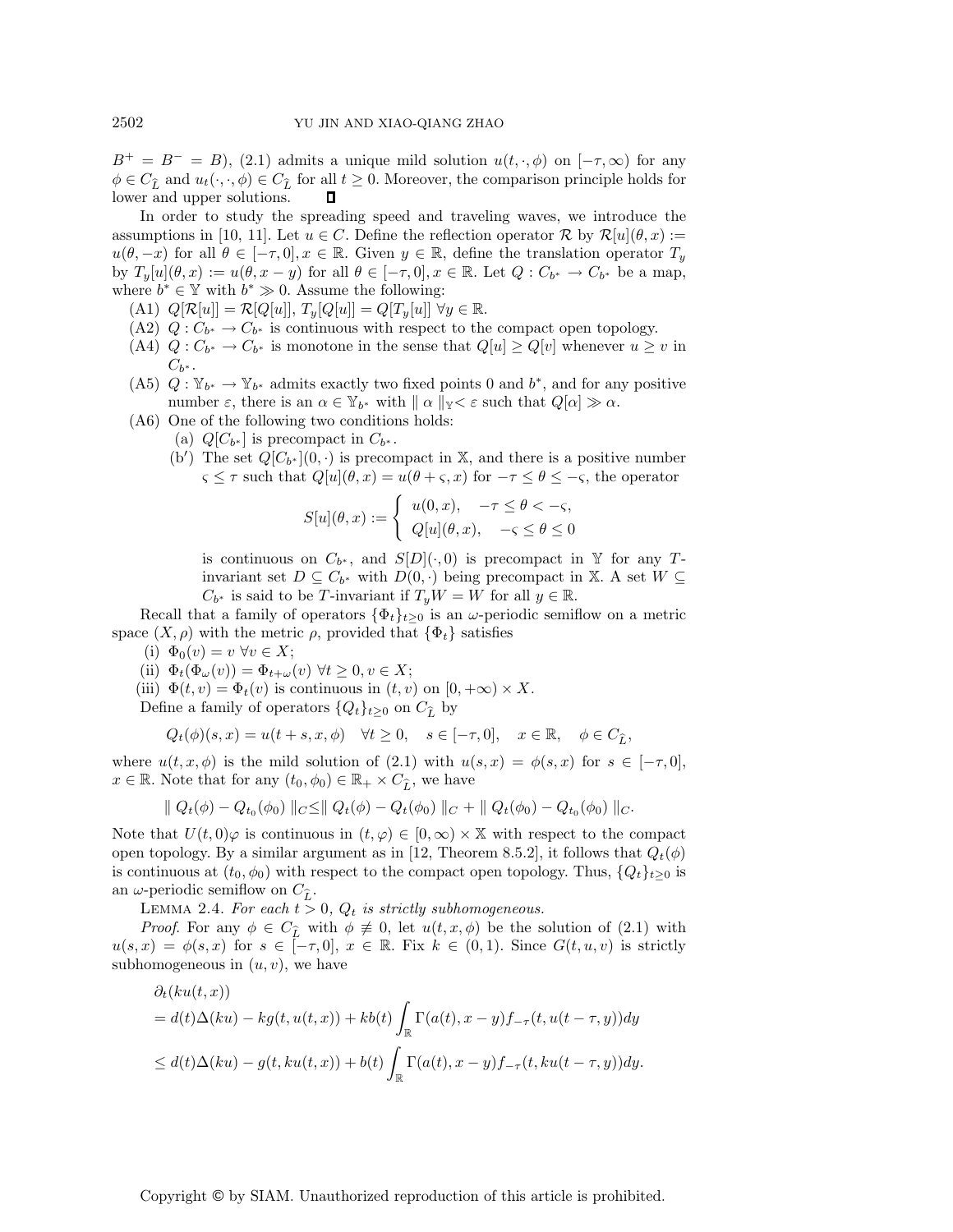$B^+ = B^- = B$), (2.1) admits a unique mild solution $u(t, \cdot, \phi)$ on $[-\tau, \infty)$ for any $\phi \in C_{\widehat{L}}$ and $u_t(\cdot, \cdot, \phi) \in C_{\widehat{L}}$ for all $t \geq 0$. Moreover, the comparison principle holds for lower and upper solutions. $\square$

In order to study the spreading speed and traveling waves, we introduce the assumptions in [10, 11]. Let $u \in C$. Define the reflection operator $\mathcal{R}$ by $\mathcal{R}[u](\theta, x) := u(\theta, -x)$ for all $\theta \in [-\tau, 0], x \in \mathbb{R}$. Given $y \in \mathbb{R}$, define the translation operator $T_y$ by $T_y[u](\theta, x) := u(\theta, x - y)$ for all $\theta \in [-\tau, 0], x \in \mathbb{R}$. Let $Q : C_{b^*} \to C_{b^*}$ be a map, where $b^* \in \mathbb{Y}$ with $b^* \gg 0$. Assume the following:

(A1) $Q[\mathcal{R}[u]] = \mathcal{R}[Q[u]]$, $T_y[Q[u]] = Q[T_y[u]]$ $\forall y \in \mathbb{R}$.

(A2) $Q : C_{b^*} \to C_{b^*}$ is continuous with respect to the compact open topology.

(A4) $Q : C_{b^*} \to C_{b^*}$ is monotone in the sense that $Q[u] \geq Q[v]$ whenever $u \geq v$ in $C_{b^*}$.

(A5) $Q : \mathbb{Y}_{b^*} \to \mathbb{Y}_{b^*}$ admits exactly two fixed points 0 and $b^*$, and for any positive number $\varepsilon$, there is an $\alpha \in \mathbb{Y}_{b^*}$ with $\| \alpha \|_{\mathbb{Y}} < \varepsilon$ such that $Q[\alpha] \gg \alpha$.

(A6) One of the following two conditions holds:

(a) $Q[C_{b^*}]$ is precompact in $C_{b^*}$.

(b′) The set $Q[C_{b^*}](0, \cdot)$ is precompact in $\mathbb{X}$, and there is a positive number $\varsigma \leq \tau$ such that $Q[u](\theta, x) = u(\theta + \varsigma, x)$ for $-\tau \leq \theta \leq -\varsigma$, the operator

$$S[u](\theta, x) := \begin{cases} u(0, x), & -\tau \leq \theta < -\varsigma, \\ Q[u](\theta, x), & -\varsigma \leq \theta \leq 0 \end{cases}$$

is continuous on $C_{b^*}$, and $S[D](\cdot, 0)$ is precompact in $\mathbb{Y}$ for any $T$-invariant set $D \subseteq C_{b^*}$ with $D(0, \cdot)$ being precompact in $\mathbb{X}$. A set $W \subseteq C_{b^*}$ is said to be $T$-invariant if $T_y W = W$ for all $y \in \mathbb{R}$.

Recall that a family of operators $\{\Phi_t\}_{t \geq 0}$ is an $\omega$-periodic semiflow on a metric space $(X, \rho)$ with the metric $\rho$, provided that $\{\Phi_t\}$ satisfies

(i) $\Phi_0(v) = v$ $\forall v \in X$;

(ii) $\Phi_t(\Phi_\omega(v)) = \Phi_{t+\omega}(v)$ $\forall t \geq 0, v \in X$;

(iii) $\Phi(t, v) = \Phi_t(v)$ is continuous in $(t, v)$ on $[0, +\infty) \times X$.

Define a family of operators $\{Q_t\}_{t \geq 0}$ on $C_{\widehat{L}}$ by

$$Q_t(\phi)(s, x) = u(t + s, x, \phi) \quad \forall t \geq 0, \quad s \in [-\tau, 0], \quad x \in \mathbb{R}, \quad \phi \in C_{\widehat{L}},$$

where $u(t, x, \phi)$ is the mild solution of (2.1) with $u(s, x) = \phi(s, x)$ for $s \in [-\tau, 0]$, $x \in \mathbb{R}$. Note that for any $(t_0, \phi_0) \in \mathbb{R}_+ \times C_{\widehat{L}}$, we have

$$\| Q_t(\phi) - Q_{t_0}(\phi_0) \|_C \leq \| Q_t(\phi) - Q_t(\phi_0) \|_C + \| Q_t(\phi_0) - Q_{t_0}(\phi_0) \|_C.$$

Note that $U(t, 0)\varphi$ is continuous in $(t, \varphi) \in [0, \infty) \times \mathbb{X}$ with respect to the compact open topology. By a similar argument as in [12, Theorem 8.5.2], it follows that $Q_t(\phi)$ is continuous at $(t_0, \phi_0)$ with respect to the compact open topology. Thus, $\{Q_t\}_{t \geq 0}$ is an $\omega$-periodic semiflow on $C_{\widehat{L}}$.

Lemma 2.4. *For each $t > 0$, $Q_t$ is strictly subhomogeneous.*

*Proof.* For any $\phi \in C_{\widehat{L}}$ with $\phi \not\equiv 0$, let $u(t, x, \phi)$ be the solution of (2.1) with $u(s, x) = \phi(s, x)$ for $s \in [-\tau, 0]$, $x \in \mathbb{R}$. Fix $k \in (0, 1)$. Since $G(t, u, v)$ is strictly subhomogeneous in $(u, v)$, we have

$$\begin{aligned}
&\partial_t(ku(t, x)) \\
&= d(t)\Delta(ku) - kg(t, u(t, x)) + kb(t) \int_{\mathbb{R}} \Gamma(a(t), x - y) f_{-\tau}(t, u(t - \tau, y)) dy \\
&\leq d(t)\Delta(ku) - g(t, ku(t, x)) + b(t) \int_{\mathbb{R}} \Gamma(a(t), x - y) f_{-\tau}(t, ku(t - \tau, y)) dy.
\end{aligned}$$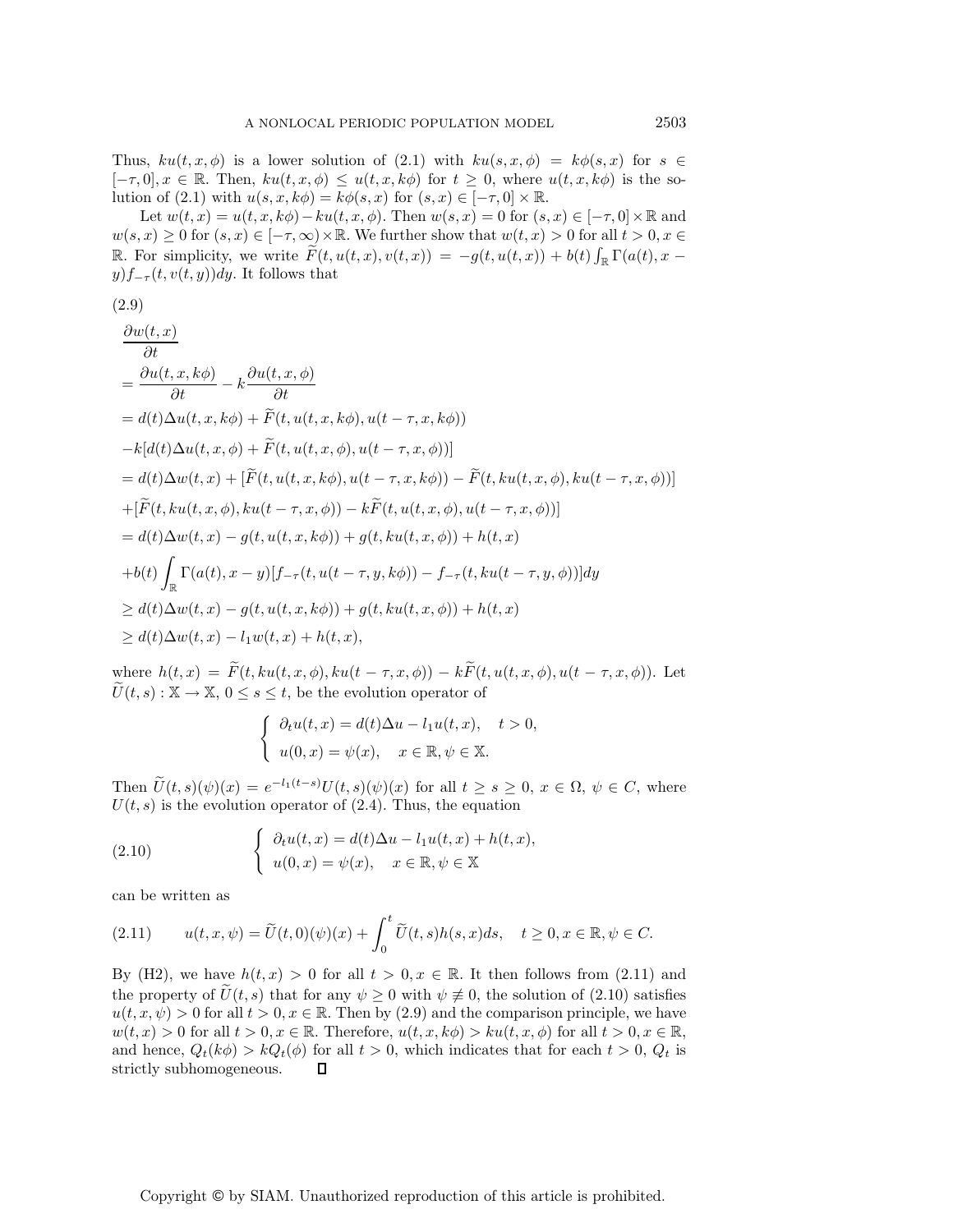Thus, $ku(t,x,\phi)$ is a lower solution of (2.1) with $ku(s,x,\phi) = k\phi(s,x)$ for $s \in [-\tau, 0], x \in \mathbb{R}$. Then, $ku(t,x,\phi) \le u(t,x,k\phi)$ for $t \ge 0$, where $u(t,x,k\phi)$ is the solution of (2.1) with $u(s,x,k\phi) = k\phi(s,x)$ for $(s,x) \in [-\tau, 0] \times \mathbb{R}$.

Let $w(t,x) = u(t,x,k\phi) - ku(t,x,\phi)$. Then $w(s,x) = 0$ for $(s,x) \in [-\tau,0] \times \mathbb{R}$ and $w(s,x) \ge 0$ for $(s,x) \in [-\tau,\infty) \times \mathbb{R}$. We further show that $w(t,x) > 0$ for all $t > 0, x \in \mathbb{R}$. For simplicity, we write $\widetilde{F}(t, u(t,x), v(t,x)) = -g(t,u(t,x)) + b(t)\int_{\mathbb{R}} \Gamma(a(t), x-y) f_{-\tau}(t, v(t,y))dy$. It follows that

(2.9)

$$
\begin{aligned}
&\frac{\partial w(t,x)}{\partial t} \\
&= \frac{\partial u(t,x,k\phi)}{\partial t} - k\frac{\partial u(t,x,\phi)}{\partial t} \\
&= d(t)\Delta u(t,x,k\phi) + \widetilde{F}(t, u(t,x,k\phi), u(t-\tau,x,k\phi)) \\
&\quad -k[d(t)\Delta u(t,x,\phi) + \widetilde{F}(t, u(t,x,\phi), u(t-\tau,x,\phi))] \\
&= d(t)\Delta w(t,x) + [\widetilde{F}(t, u(t,x,k\phi), u(t-\tau,x,k\phi)) - \widetilde{F}(t, ku(t,x,\phi), ku(t-\tau,x,\phi))] \\
&\quad +[\widetilde{F}(t, ku(t,x,\phi), ku(t-\tau,x,\phi)) - k\widetilde{F}(t, u(t,x,\phi), u(t-\tau,x,\phi))] \\
&= d(t)\Delta w(t,x) - g(t, u(t,x,k\phi)) + g(t, ku(t,x,\phi)) + h(t,x) \\
&\quad +b(t)\int_{\mathbb{R}} \Gamma(a(t), x-y)[f_{-\tau}(t, u(t-\tau,y,k\phi)) - f_{-\tau}(t, ku(t-\tau,y,\phi))]dy \\
&\ge d(t)\Delta w(t,x) - g(t, u(t,x,k\phi)) + g(t, ku(t,x,\phi)) + h(t,x) \\
&\ge d(t)\Delta w(t,x) - l_1 w(t,x) + h(t,x),
\end{aligned}
$$

where $h(t,x) = \widetilde{F}(t, ku(t,x,\phi), ku(t-\tau,x,\phi)) - k\widetilde{F}(t, u(t,x,\phi), u(t-\tau,x,\phi))$. Let $\widetilde{U}(t,s) : \mathbb{X} \to \mathbb{X}$, $0 \le s \le t$, be the evolution operator of

$$
\begin{cases}
\partial_t u(t,x) = d(t)\Delta u - l_1 u(t,x), & t > 0, \\
u(0,x) = \psi(x), & x \in \mathbb{R}, \psi \in \mathbb{X}.
\end{cases}
$$

Then $\widetilde{U}(t,s)(\psi)(x) = e^{-l_1(t-s)}U(t,s)(\psi)(x)$ for all $t \ge s \ge 0$, $x \in \Omega$, $\psi \in C$, where $U(t,s)$ is the evolution operator of (2.4). Thus, the equation

$$
\begin{cases}
\partial_t u(t,x) = d(t)\Delta u - l_1 u(t,x) + h(t,x), \\
u(0,x) = \psi(x), \quad x \in \mathbb{R}, \psi \in \mathbb{X}
\end{cases}
\tag{2.10}
$$

can be written as

$$
u(t,x,\psi) = \widetilde{U}(t,0)(\psi)(x) + \int_0^t \widetilde{U}(t,s)h(s,x)ds, \quad t \ge 0, x \in \mathbb{R}, \psi \in C. \tag{2.11}
$$

By (H2), we have $h(t,x) > 0$ for all $t > 0, x \in \mathbb{R}$. It then follows from (2.11) and the property of $\widetilde{U}(t,s)$ that for any $\psi \ge 0$ with $\psi \not\equiv 0$, the solution of (2.10) satisfies $u(t,x,\psi) > 0$ for all $t > 0, x \in \mathbb{R}$. Then by (2.9) and the comparison principle, we have $w(t,x) > 0$ for all $t > 0, x \in \mathbb{R}$. Therefore, $u(t,x,k\phi) > ku(t,x,\phi)$ for all $t > 0, x \in \mathbb{R}$, and hence, $Q_t(k\phi) > kQ_t(\phi)$ for all $t > 0$, which indicates that for each $t > 0$, $Q_t$ is strictly subhomogeneous. ◻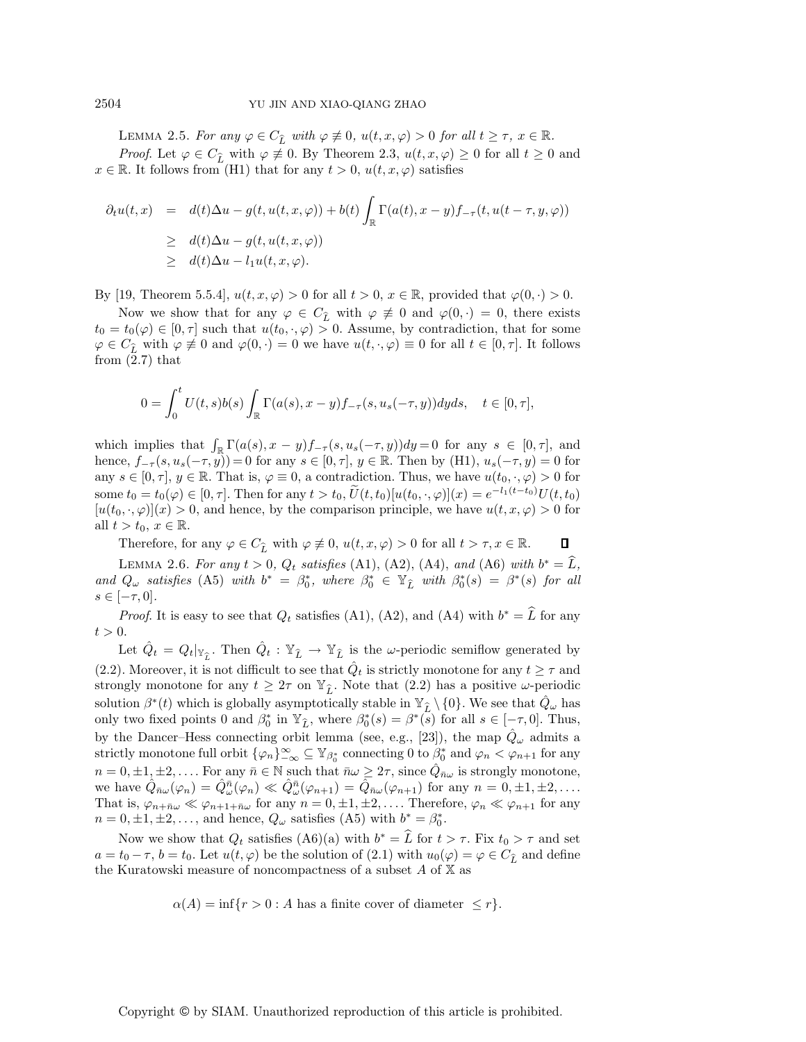LEMMA 2.5. *For any $\varphi \in C_{\widehat{L}}$ with $\varphi \not\equiv 0$, $u(t,x,\varphi) > 0$ for all $t \geq \tau$, $x \in \mathbb{R}$.*

*Proof*. Let $\varphi \in C_{\widehat{L}}$ with $\varphi \not\equiv 0$. By Theorem 2.3, $u(t,x,\varphi) \geq 0$ for all $t \geq 0$ and $x \in \mathbb{R}$. It follows from (H1) that for any $t > 0$, $u(t,x,\varphi)$ satisfies

$$
\begin{aligned}
\partial_t u(t,x) &= d(t)\Delta u - g(t,u(t,x,\varphi)) + b(t)\int_{\mathbb{R}} \Gamma(a(t), x-y) f_{-\tau}(t, u(t-\tau, y, \varphi)) \\
&\geq d(t)\Delta u - g(t,u(t,x,\varphi)) \\
&\geq d(t)\Delta u - l_1 u(t,x,\varphi).
\end{aligned}
$$

By [19, Theorem 5.5.4], $u(t,x,\varphi) > 0$ for all $t > 0$, $x \in \mathbb{R}$, provided that $\varphi(0,\cdot) > 0$.

Now we show that for any $\varphi \in C_{\widehat{L}}$ with $\varphi \not\equiv 0$ and $\varphi(0,\cdot) = 0$, there exists $t_0 = t_0(\varphi) \in [0,\tau]$ such that $u(t_0,\cdot,\varphi) > 0$. Assume, by contradiction, that for some $\varphi \in C_{\widehat{L}}$ with $\varphi \not\equiv 0$ and $\varphi(0,\cdot) = 0$ we have $u(t,\cdot,\varphi) \equiv 0$ for all $t \in [0,\tau]$. It follows from (2.7) that

$$
0 = \int_0^t U(t,s)b(s)\int_{\mathbb{R}} \Gamma(a(s), x-y) f_{-\tau}(s, u_s(-\tau, y))dyds, \quad t \in [0,\tau],
$$

which implies that $\int_{\mathbb{R}} \Gamma(a(s), x-y) f_{-\tau}(s, u_s(-\tau, y))dy = 0$ for any $s \in [0,\tau]$, and hence, $f_{-\tau}(s, u_s(-\tau, y)) = 0$ for any $s \in [0,\tau]$, $y \in \mathbb{R}$. Then by (H1), $u_s(-\tau, y) = 0$ for any $s \in [0,\tau]$, $y \in \mathbb{R}$. That is, $\varphi \equiv 0$, a contradiction. Thus, we have $u(t_0,\cdot,\varphi) > 0$ for some $t_0 = t_0(\varphi) \in [0,\tau]$. Then for any $t > t_0$, $\widetilde{U}(t,t_0)[u(t_0,\cdot,\varphi)](x) = e^{-l_1(t-t_0)}U(t,t_0)[u(t_0,\cdot,\varphi)](x) > 0$, and hence, by the comparison principle, we have $u(t,x,\varphi) > 0$ for all $t > t_0$, $x \in \mathbb{R}$.

Therefore, for any $\varphi \in C_{\widehat{L}}$ with $\varphi \not\equiv 0$, $u(t,x,\varphi) > 0$ for all $t > \tau, x \in \mathbb{R}$. $\square$

LEMMA 2.6. *For any $t > 0$, $Q_t$ satisfies* (A1), (A2), (A4), *and* (A6) *with $b^* = \widehat{L}$, and $Q_\omega$ satisfies* (A5) *with $b^* = \beta_0^* \in \mathbb{Y}_{\widehat{L}}$ with $\beta_0^*(s) = \beta^*(s)$ for all $s \in [-\tau, 0]$.*

*Proof*. It is easy to see that $Q_t$ satisfies (A1), (A2), and (A4) with $b^* = \widehat{L}$ for any $t > 0$.

Let $\hat{Q}_t = Q_t|_{\mathbb{Y}_{\widehat{L}}}$. Then $\hat{Q}_t : \mathbb{Y}_{\widehat{L}} \to \mathbb{Y}_{\widehat{L}}$ is the $\omega$-periodic semiflow generated by (2.2). Moreover, it is not difficult to see that $\hat{Q}_t$ is strictly monotone for any $t \geq \tau$ and strongly monotone for any $t \geq 2\tau$ on $\mathbb{Y}_{\widehat{L}}$. Note that (2.2) has a positive $\omega$-periodic solution $\beta^*(t)$ which is globally asymptotically stable in $\mathbb{Y}_{\widehat{L}} \setminus \{0\}$. We see that $\hat{Q}_\omega$ has only two fixed points 0 and $\beta_0^*$ in $\mathbb{Y}_{\widehat{L}}$, where $\beta_0^*(s) = \beta^*(s)$ for all $s \in [-\tau, 0]$. Thus, by the Dancer–Hess connecting orbit lemma (see, e.g., [23]), the map $\hat{Q}_\omega$ admits a strictly monotone full orbit $\{\varphi_n\}_{-\infty}^{\infty} \subseteq \mathbb{Y}_{\beta_0^*}$ connecting 0 to $\beta_0^*$ and $\varphi_n < \varphi_{n+1}$ for any $n = 0, \pm 1, \pm 2, \ldots$. For any $\bar{n} \in \mathbb{N}$ such that $\bar{n}\omega \geq 2\tau$, since $\hat{Q}_{\bar{n}\omega}$ is strongly monotone, we have $\hat{Q}_{\bar{n}\omega}(\varphi_n) = \hat{Q}_\omega^{\bar{n}}(\varphi_n) \ll \hat{Q}_\omega^{\bar{n}}(\varphi_{n+1}) = \hat{Q}_{\bar{n}\omega}(\varphi_{n+1})$ for any $n = 0, \pm 1, \pm 2, \ldots$. That is, $\varphi_{n+\bar{n}\omega} \ll \varphi_{n+1+\bar{n}\omega}$ for any $n = 0, \pm 1, \pm 2, \ldots$. Therefore, $\varphi_n \ll \varphi_{n+1}$ for any $n = 0, \pm 1, \pm 2, \ldots$, and hence, $Q_\omega$ satisfies (A5) with $b^* = \beta_0^*$.

Now we show that $Q_t$ satisfies (A6)(a) with $b^* = \widehat{L}$ for $t > \tau$. Fix $t_0 > \tau$ and set $a = t_0 - \tau$, $b = t_0$. Let $u(t,\varphi)$ be the solution of (2.1) with $u_0(\varphi) = \varphi \in C_{\widehat{L}}$ and define the Kuratowski measure of noncompactness of a subset $A$ of $\mathbb{X}$ as

$$
\alpha(A) = \inf\{r > 0 : A \text{ has a finite cover of diameter } \leq r\}.
$$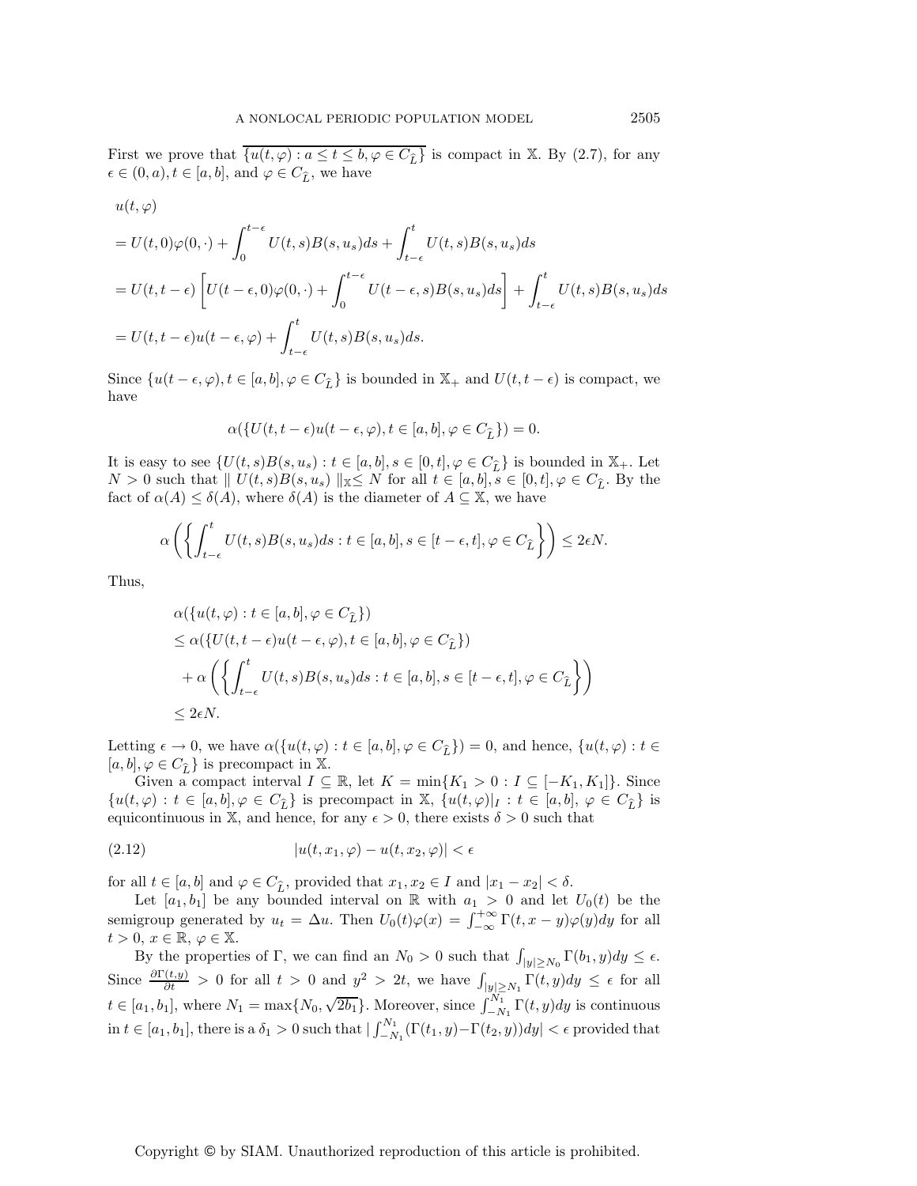First we prove that $\overline{\{u(t,\varphi) : a \leq t \leq b, \varphi \in C_{\widehat{L}}\}}$ is compact in $\mathbb{X}$. By (2.7), for any $\epsilon \in (0,a), t \in [a,b]$, and $\varphi \in C_{\widehat{L}}$, we have

$$
\begin{aligned}
& u(t,\varphi) \\
&= U(t,0)\varphi(0,\cdot) + \int_0^{t-\epsilon} U(t,s)B(s,u_s)ds + \int_{t-\epsilon}^t U(t,s)B(s,u_s)ds \\
&= U(t,t-\epsilon)\left[U(t-\epsilon,0)\varphi(0,\cdot) + \int_0^{t-\epsilon} U(t-\epsilon,s)B(s,u_s)ds\right] + \int_{t-\epsilon}^t U(t,s)B(s,u_s)ds \\
&= U(t,t-\epsilon)u(t-\epsilon,\varphi) + \int_{t-\epsilon}^t U(t,s)B(s,u_s)ds.
\end{aligned}
$$

Since $\{u(t-\epsilon,\varphi), t \in [a,b], \varphi \in C_{\widehat{L}}\}$ is bounded in $\mathbb{X}_+$ and $U(t,t-\epsilon)$ is compact, we have

$$
\alpha(\{U(t,t-\epsilon)u(t-\epsilon,\varphi), t \in [a,b], \varphi \in C_{\widehat{L}}\}) = 0.
$$

It is easy to see $\{U(t,s)B(s,u_s) : t \in [a,b], s \in [0,t], \varphi \in C_{\widehat{L}}\}$ is bounded in $\mathbb{X}_+$. Let $N > 0$ such that $\| U(t,s)B(s,u_s) \|_{\mathbb{X}} \leq N$ for all $t \in [a,b], s \in [0,t], \varphi \in C_{\widehat{L}}$. By the fact of $\alpha(A) \leq \delta(A)$, where $\delta(A)$ is the diameter of $A \subseteq \mathbb{X}$, we have

$$
\alpha\left(\left\{\int_{t-\epsilon}^t U(t,s)B(s,u_s)ds : t \in [a,b], s \in [t-\epsilon,t], \varphi \in C_{\widehat{L}}\right\}\right) \leq 2\epsilon N.
$$

Thus,

$$
\begin{aligned}
& \alpha(\{u(t,\varphi) : t \in [a,b], \varphi \in C_{\widehat{L}}\}) \\
& \leq \alpha(\{U(t,t-\epsilon)u(t-\epsilon,\varphi), t \in [a,b], \varphi \in C_{\widehat{L}}\}) \\
& \quad + \alpha\left(\left\{\int_{t-\epsilon}^t U(t,s)B(s,u_s)ds : t \in [a,b], s \in [t-\epsilon,t], \varphi \in C_{\widehat{L}}\right\}\right) \\
& \leq 2\epsilon N.
\end{aligned}
$$

Letting $\epsilon \to 0$, we have $\alpha(\{u(t,\varphi) : t \in [a,b], \varphi \in C_{\widehat{L}}\}) = 0$, and hence, $\{u(t,\varphi) : t \in [a,b], \varphi \in C_{\widehat{L}}\}$ is precompact in $\mathbb{X}$.

Given a compact interval $I \subseteq \mathbb{R}$, let $K = \min\{K_1 > 0 : I \subseteq [-K_1, K_1]\}$. Since $\{u(t,\varphi) : t \in [a,b], \varphi \in C_{\widehat{L}}\}$ is precompact in $\mathbb{X}$, $\{u(t,\varphi)|_I : t \in [a,b], \varphi \in C_{\widehat{L}}\}$ is equicontinuous in $\mathbb{X}$, and hence, for any $\epsilon > 0$, there exists $\delta > 0$ such that

$$
|u(t,x_1,\varphi) - u(t,x_2,\varphi)| < \epsilon \tag{2.12}
$$

for all $t \in [a,b]$ and $\varphi \in C_{\widehat{L}}$, provided that $x_1, x_2 \in I$ and $|x_1 - x_2| < \delta$.

Let $[a_1, b_1]$ be any bounded interval on $\mathbb{R}$ with $a_1 > 0$ and let $U_0(t)$ be the semigroup generated by $u_t = \Delta u$. Then $U_0(t)\varphi(x) = \int_{-\infty}^{+\infty} \Gamma(t, x-y)\varphi(y)dy$ for all $t > 0$, $x \in \mathbb{R}$, $\varphi \in \mathbb{X}$.

By the properties of $\Gamma$, we can find an $N_0 > 0$ such that $\int_{|y| \geq N_0} \Gamma(b_1, y)dy \leq \epsilon$. Since $\frac{\partial \Gamma(t,y)}{\partial t} > 0$ for all $t > 0$ and $y^2 > 2t$, we have $\int_{|y| \geq N_1} \Gamma(t,y)dy \leq \epsilon$ for all $t \in [a_1, b_1]$, where $N_1 = \max\{N_0, \sqrt{2b_1}\}$. Moreover, since $\int_{-N_1}^{N_1} \Gamma(t,y)dy$ is continuous in $t \in [a_1, b_1]$, there is a $\delta_1 > 0$ such that $|\int_{-N_1}^{N_1} (\Gamma(t_1, y) - \Gamma(t_2, y))dy| < \epsilon$ provided that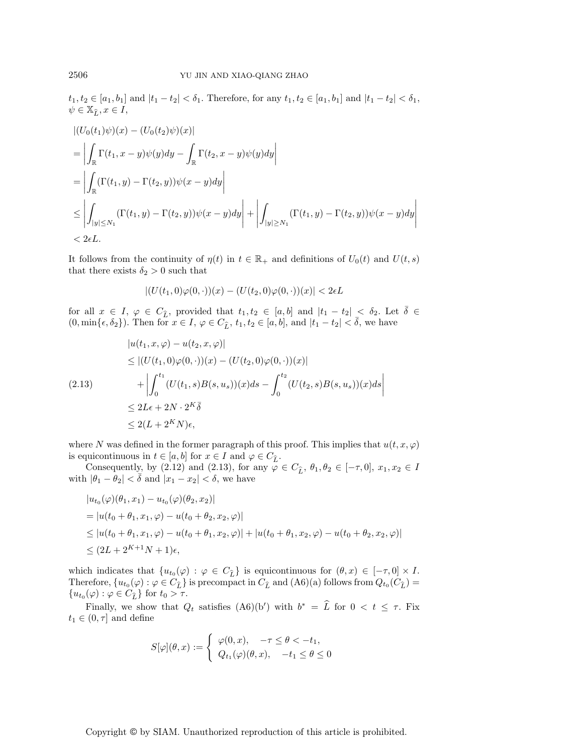$t_1, t_2 \in [a_1, b_1]$ and $|t_1 - t_2| < \delta_1$. Therefore, for any $t_1, t_2 \in [a_1, b_1]$ and $|t_1 - t_2| < \delta_1$, $\psi \in \mathbb{X}_{\widehat{L}}, x \in I$,

$$
\begin{aligned}
&|(U_0(t_1)\psi)(x) - (U_0(t_2)\psi)(x)| \\
&= \left| \int_{\mathbb{R}} \Gamma(t_1, x-y)\psi(y)dy - \int_{\mathbb{R}} \Gamma(t_2, x-y)\psi(y)dy \right| \\
&= \left| \int_{\mathbb{R}} (\Gamma(t_1, y) - \Gamma(t_2, y))\psi(x-y)dy \right| \\
&\leq \left| \int_{|y| \leq N_1} (\Gamma(t_1, y) - \Gamma(t_2, y))\psi(x-y)dy \right| + \left| \int_{|y| \geq N_1} (\Gamma(t_1, y) - \Gamma(t_2, y))\psi(x-y)dy \right| \\
&< 2\epsilon L.
\end{aligned}
$$

It follows from the continuity of $\eta(t)$ in $t \in \mathbb{R}_+$ and definitions of $U_0(t)$ and $U(t,s)$ that there exists $\delta_2 > 0$ such that

$$
|(U(t_1, 0)\varphi(0, \cdot))(x) - (U(t_2, 0)\varphi(0, \cdot))(x)| < 2\epsilon L
$$

for all $x \in I$, $\varphi \in C_{\widehat{L}}$, provided that $t_1, t_2 \in [a, b]$ and $|t_1 - t_2| < \delta_2$. Let $\bar{\delta} \in (0, \min\{\epsilon, \delta_2\})$. Then for $x \in I$, $\varphi \in C_{\widehat{L}}$, $t_1, t_2 \in [a, b]$, and $|t_1 - t_2| < \bar{\delta}$, we have

$$
\begin{aligned}
&|u(t_1, x, \varphi) - u(t_2, x, \varphi)| \\
&\leq |(U(t_1, 0)\varphi(0, \cdot))(x) - (U(t_2, 0)\varphi(0, \cdot))(x)| \\
&\quad + \left| \int_0^{t_1} (U(t_1, s)B(s, u_s))(x)ds - \int_0^{t_2} (U(t_2, s)B(s, u_s))(x)ds \right| \\
&\leq 2L\epsilon + 2N \cdot 2^K \bar{\delta} \\
&\leq 2(L + 2^K N)\epsilon,
\end{aligned}
\tag{2.13}
$$

where $N$ was defined in the former paragraph of this proof. This implies that $u(t, x, \varphi)$ is equicontinuous in $t \in [a, b]$ for $x \in I$ and $\varphi \in C_{\widehat{L}}$.

Consequently, by (2.12) and (2.13), for any $\varphi \in C_{\widehat{L}}$, $\theta_1, \theta_2 \in [-\tau, 0]$, $x_1, x_2 \in I$ with $|\theta_1 - \theta_2| < \bar{\delta}$ and $|x_1 - x_2| < \delta$, we have

$$
\begin{aligned}
&|u_{t_0}(\varphi)(\theta_1, x_1) - u_{t_0}(\varphi)(\theta_2, x_2)| \\
&= |u(t_0 + \theta_1, x_1, \varphi) - u(t_0 + \theta_2, x_2, \varphi)| \\
&\leq |u(t_0 + \theta_1, x_1, \varphi) - u(t_0 + \theta_1, x_2, \varphi)| + |u(t_0 + \theta_1, x_2, \varphi) - u(t_0 + \theta_2, x_2, \varphi)| \\
&\leq (2L + 2^{K+1}N + 1)\epsilon,
\end{aligned}
$$

which indicates that $\{u_{t_0}(\varphi) : \varphi \in C_{\widehat{L}}\}$ is equicontinuous for $(\theta, x) \in [-\tau, 0] \times I$. Therefore, $\{u_{t_0}(\varphi) : \varphi \in C_{\widehat{L}}\}$ is precompact in $C_{\widehat{L}}$ and (A6)(a) follows from $Q_{t_0}(C_{\widehat{L}}) = \{u_{t_0}(\varphi) : \varphi \in C_{\widehat{L}}\}$ for $t_0 > \tau$.

Finally, we show that $Q_t$ satisfies (A6)(b′) with $b^* = \widehat{L}$ for $0 < t \leq \tau$. Fix $t_1 \in (0, \tau]$ and define

$$
S[\varphi](\theta, x) := \begin{cases} \varphi(0, x), & -\tau \leq \theta < -t_1, \\ Q_{t_1}(\varphi)(\theta, x), & -t_1 \leq \theta \leq 0 \end{cases}
$$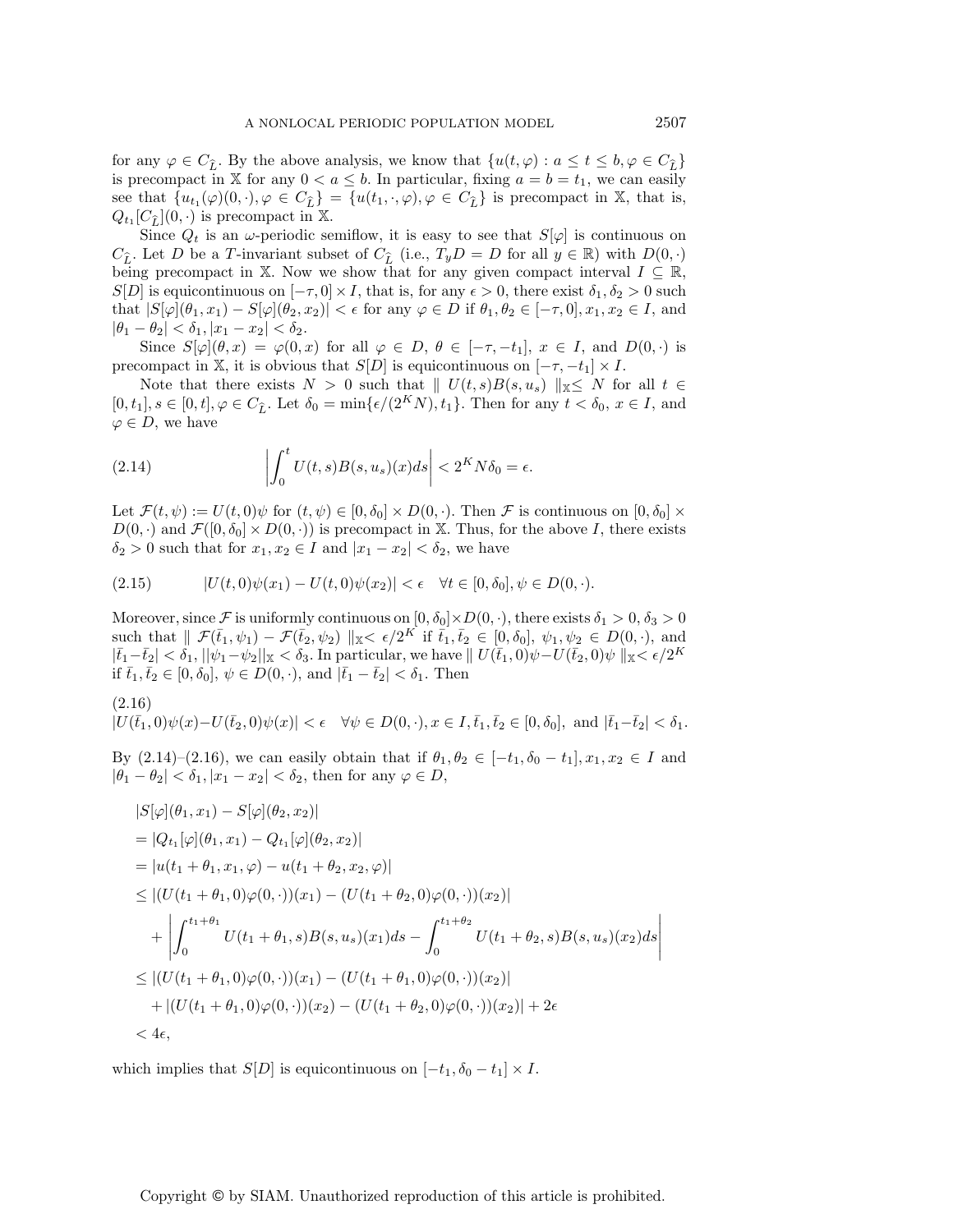for any $\varphi \in C_{\widehat{L}}$. By the above analysis, we know that $\{u(t,\varphi) : a \le t \le b, \varphi \in C_{\widehat{L}}\}$ is precompact in $\mathbb{X}$ for any $0 < a \le b$. In particular, fixing $a = b = t_1$, we can easily see that $\{u_{t_1}(\varphi)(0,\cdot), \varphi \in C_{\widehat{L}}\} = \{u(t_1,\cdot,\varphi), \varphi \in C_{\widehat{L}}\}$ is precompact in $\mathbb{X}$, that is, $Q_{t_1}[C_{\widehat{L}}](0,\cdot)$ is precompact in $\mathbb{X}$.

Since $Q_t$ is an $\omega$-periodic semiflow, it is easy to see that $S[\varphi]$ is continuous on $C_{\widehat{L}}$. Let $D$ be a $T$-invariant subset of $C_{\widehat{L}}$ (i.e., $T_y D = D$ for all $y \in \mathbb{R}$) with $D(0,\cdot)$ being precompact in $\mathbb{X}$. Now we show that for any given compact interval $I \subseteq \mathbb{R}$, $S[D]$ is equicontinuous on $[-\tau, 0] \times I$, that is, for any $\epsilon > 0$, there exist $\delta_1, \delta_2 > 0$ such that $|S[\varphi](\theta_1, x_1) - S[\varphi](\theta_2, x_2)| < \epsilon$ for any $\varphi \in D$ if $\theta_1, \theta_2 \in [-\tau, 0]$, $x_1, x_2 \in I$, and $|\theta_1 - \theta_2| < \delta_1, |x_1 - x_2| < \delta_2$.

Since $S[\varphi](\theta, x) = \varphi(0, x)$ for all $\varphi \in D$, $\theta \in [-\tau, -t_1]$, $x \in I$, and $D(0,\cdot)$ is precompact in $\mathbb{X}$, it is obvious that $S[D]$ is equicontinuous on $[-\tau, -t_1] \times I$.

Note that there exists $N > 0$ such that $\parallel U(t,s)B(s,u_s) \parallel_{\mathbb{X}} \le N$ for all $t \in [0, t_1], s \in [0, t], \varphi \in C_{\widehat{L}}$. Let $\delta_0 = \min\{\epsilon/(2^K N), t_1\}$. Then for any $t < \delta_0$, $x \in I$, and $\varphi \in D$, we have

$$\left| \int_0^t U(t,s)B(s,u_s)(x)ds \right| < 2^K N \delta_0 = \epsilon. \tag{2.14}$$

Let $\mathcal{F}(t,\psi) := U(t,0)\psi$ for $(t,\psi) \in [0,\delta_0] \times D(0,\cdot)$. Then $\mathcal{F}$ is continuous on $[0,\delta_0] \times D(0,\cdot)$ and $\mathcal{F}([0,\delta_0] \times D(0,\cdot))$ is precompact in $\mathbb{X}$. Thus, for the above $I$, there exists $\delta_2 > 0$ such that for $x_1, x_2 \in I$ and $|x_1 - x_2| < \delta_2$, we have

$$|U(t,0)\psi(x_1) - U(t,0)\psi(x_2)| < \epsilon \quad \forall t \in [0,\delta_0], \psi \in D(0,\cdot). \tag{2.15}$$

Moreover, since $\mathcal{F}$ is uniformly continuous on $[0,\delta_0] \times D(0,\cdot)$, there exists $\delta_1 > 0, \delta_3 > 0$ such that $\parallel \mathcal{F}(\bar{t}_1, \psi_1) - \mathcal{F}(\bar{t}_2, \psi_2) \parallel_{\mathbb{X}} < \epsilon/2^K$ if $\bar{t}_1, \bar{t}_2 \in [0,\delta_0]$, $\psi_1, \psi_2 \in D(0,\cdot)$, and $|\bar{t}_1 - \bar{t}_2| < \delta_1$, $||\psi_1 - \psi_2||_{\mathbb{X}} < \delta_3$. In particular, we have $\parallel U(\bar{t}_1, 0)\psi - U(\bar{t}_2, 0)\psi \parallel_{\mathbb{X}} < \epsilon/2^K$ if $\bar{t}_1, \bar{t}_2 \in [0,\delta_0]$, $\psi \in D(0,\cdot)$, and $|\bar{t}_1 - \bar{t}_2| < \delta_1$. Then

$$|U(\bar{t}_1,0)\psi(x) - U(\bar{t}_2,0)\psi(x)| < \epsilon \quad \forall \psi \in D(0,\cdot), x \in I, \bar{t}_1, \bar{t}_2 \in [0,\delta_0], \text{ and } |\bar{t}_1 - \bar{t}_2| < \delta_1. \tag{2.16}$$

By (2.14)–(2.16), we can easily obtain that if $\theta_1, \theta_2 \in [-t_1, \delta_0 - t_1], x_1, x_2 \in I$ and $|\theta_1 - \theta_2| < \delta_1, |x_1 - x_2| < \delta_2$, then for any $\varphi \in D$,

$$\begin{aligned}
&|S[\varphi](\theta_1, x_1) - S[\varphi](\theta_2, x_2)| \\
&= |Q_{t_1}[\varphi](\theta_1, x_1) - Q_{t_1}[\varphi](\theta_2, x_2)| \\
&= |u(t_1 + \theta_1, x_1, \varphi) - u(t_1 + \theta_2, x_2, \varphi)| \\
&\le |(U(t_1 + \theta_1, 0)\varphi(0,\cdot))(x_1) - (U(t_1 + \theta_2, 0)\varphi(0,\cdot))(x_2)| \\
&\quad + \left| \int_0^{t_1+\theta_1} U(t_1 + \theta_1, s)B(s,u_s)(x_1)ds - \int_0^{t_1+\theta_2} U(t_1 + \theta_2, s)B(s,u_s)(x_2)ds \right| \\
&\le |(U(t_1 + \theta_1, 0)\varphi(0,\cdot))(x_1) - (U(t_1 + \theta_1, 0)\varphi(0,\cdot))(x_2)| \\
&\quad + |(U(t_1 + \theta_1, 0)\varphi(0,\cdot))(x_2) - (U(t_1 + \theta_2, 0)\varphi(0,\cdot))(x_2)| + 2\epsilon \\
&< 4\epsilon,
\end{aligned}$$

which implies that $S[D]$ is equicontinuous on $[-t_1, \delta_0 - t_1] \times I$.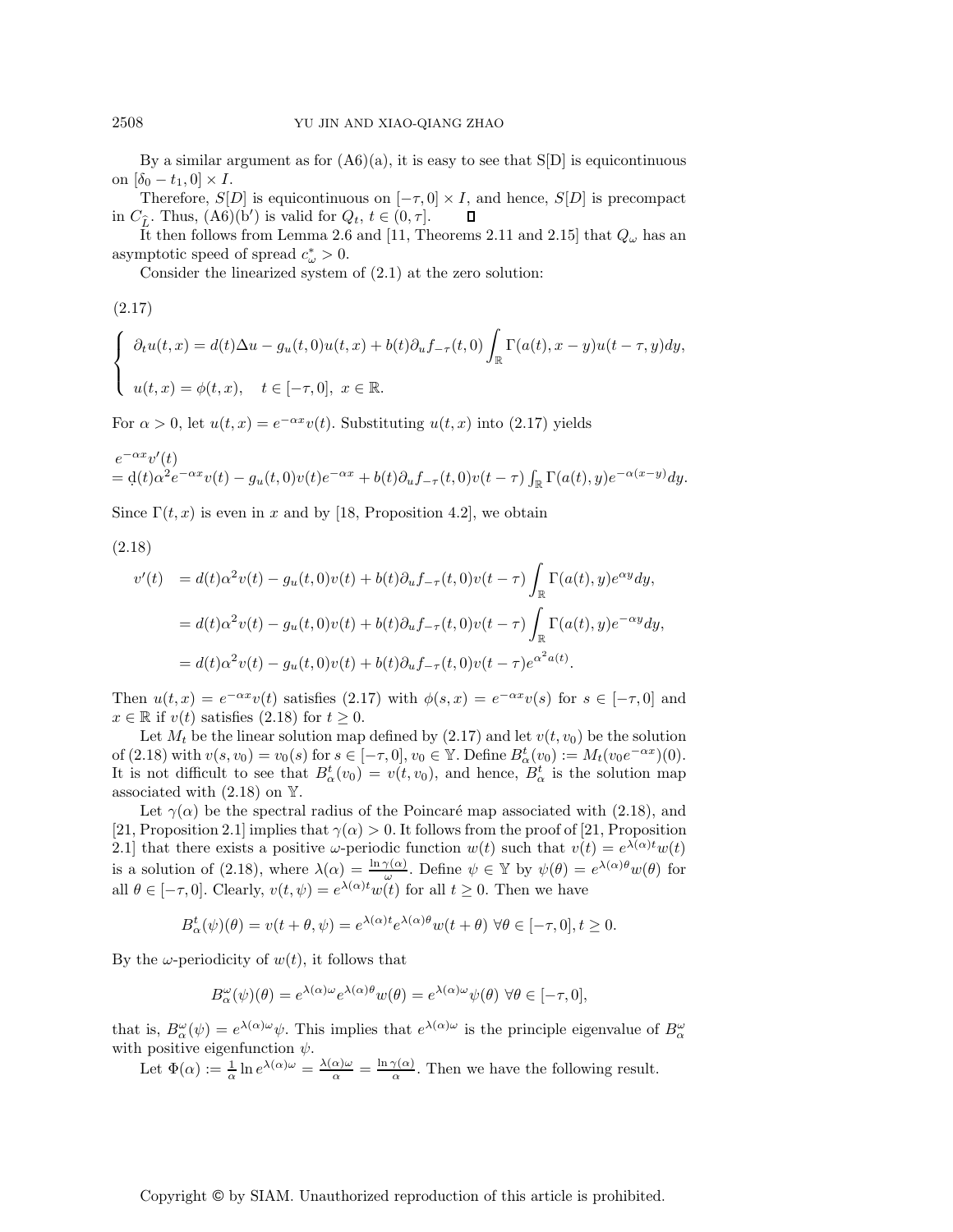By a similar argument as for (A6)(a), it is easy to see that S[D] is equicontinuous on $[\delta_0 - t_1, 0] \times I$.

Therefore, $S[D]$ is equicontinuous on $[-\tau, 0] \times I$, and hence, $S[D]$ is precompact in $C_{\widehat{L}}$. Thus, (A6)(b′) is valid for $Q_t$, $t \in (0, \tau]$. □

It then follows from Lemma 2.6 and [11, Theorems 2.11 and 2.15] that $Q_\omega$ has an asymptotic speed of spread $c^*_\omega > 0$.

Consider the linearized system of (2.1) at the zero solution:

(2.17)

$$\begin{cases} \partial_t u(t,x) = d(t)\Delta u - g_u(t,0)u(t,x) + b(t)\partial_u f_{-\tau}(t,0) \displaystyle\int_{\mathbb{R}} \Gamma(a(t), x-y) u(t-\tau, y) dy, \\ u(t,x) = \phi(t,x), \quad t \in [-\tau, 0], \; x \in \mathbb{R}. \end{cases}$$

For $\alpha > 0$, let $u(t,x) = e^{-\alpha x} v(t)$. Substituting $u(t,x)$ into (2.17) yields

$$\begin{aligned} & e^{-\alpha x} v'(t) \\ & = d(t)\alpha^2 e^{-\alpha x} v(t) - g_u(t,0) v(t) e^{-\alpha x} + b(t)\partial_u f_{-\tau}(t,0) v(t-\tau) \textstyle\int_{\mathbb{R}} \Gamma(a(t), y) e^{-\alpha(x-y)} dy. \end{aligned}$$

Since $\Gamma(t,x)$ is even in $x$ and by [18, Proposition 4.2], we obtain

(2.18)

$$\begin{aligned} v'(t) &= d(t)\alpha^2 v(t) - g_u(t,0)v(t) + b(t)\partial_u f_{-\tau}(t,0) v(t-\tau) \int_{\mathbb{R}} \Gamma(a(t), y) e^{\alpha y} dy, \\ &= d(t)\alpha^2 v(t) - g_u(t,0)v(t) + b(t)\partial_u f_{-\tau}(t,0) v(t-\tau) \int_{\mathbb{R}} \Gamma(a(t), y) e^{-\alpha y} dy, \\ &= d(t)\alpha^2 v(t) - g_u(t,0)v(t) + b(t)\partial_u f_{-\tau}(t,0) v(t-\tau) e^{\alpha^2 a(t)}. \end{aligned}$$

Then $u(t,x) = e^{-\alpha x} v(t)$ satisfies (2.17) with $\phi(s,x) = e^{-\alpha x} v(s)$ for $s \in [-\tau, 0]$ and $x \in \mathbb{R}$ if $v(t)$ satisfies (2.18) for $t \geq 0$.

Let $M_t$ be the linear solution map defined by (2.17) and let $v(t, v_0)$ be the solution of (2.18) with $v(s, v_0) = v_0(s)$ for $s \in [-\tau, 0]$, $v_0 \in \mathbb{Y}$. Define $B^t_\alpha(v_0) := M_t(v_0 e^{-\alpha x})(0)$. It is not difficult to see that $B^t_\alpha(v_0) = v(t, v_0)$, and hence, $B^t_\alpha$ is the solution map associated with (2.18) on $\mathbb{Y}$.

Let $\gamma(\alpha)$ be the spectral radius of the Poincaré map associated with (2.18), and [21, Proposition 2.1] implies that $\gamma(\alpha) > 0$. It follows from the proof of [21, Proposition 2.1] that there exists a positive $\omega$-periodic function $w(t)$ such that $v(t) = e^{\lambda(\alpha)t} w(t)$ is a solution of (2.18), where $\lambda(\alpha) = \frac{\ln \gamma(\alpha)}{\omega}$. Define $\psi \in \mathbb{Y}$ by $\psi(\theta) = e^{\lambda(\alpha)\theta} w(\theta)$ for all $\theta \in [-\tau, 0]$. Clearly, $v(t, \psi) = e^{\lambda(\alpha)t} w(t)$ for all $t \geq 0$. Then we have

$$B^t_\alpha(\psi)(\theta) = v(t+\theta, \psi) = e^{\lambda(\alpha)t} e^{\lambda(\alpha)\theta} w(t+\theta) \; \forall \theta \in [-\tau, 0], t \geq 0.$$

By the $\omega$-periodicity of $w(t)$, it follows that

$$B^\omega_\alpha(\psi)(\theta) = e^{\lambda(\alpha)\omega} e^{\lambda(\alpha)\theta} w(\theta) = e^{\lambda(\alpha)\omega} \psi(\theta) \; \forall \theta \in [-\tau, 0],$$

that is, $B^\omega_\alpha(\psi) = e^{\lambda(\alpha)\omega}\psi$. This implies that $e^{\lambda(\alpha)\omega}$ is the principle eigenvalue of $B^\omega_\alpha$ with positive eigenfunction $\psi$.

Let $\Phi(\alpha) := \frac{1}{\alpha} \ln e^{\lambda(\alpha)\omega} = \frac{\lambda(\alpha)\omega}{\alpha} = \frac{\ln \gamma(\alpha)}{\alpha}$. Then we have the following result.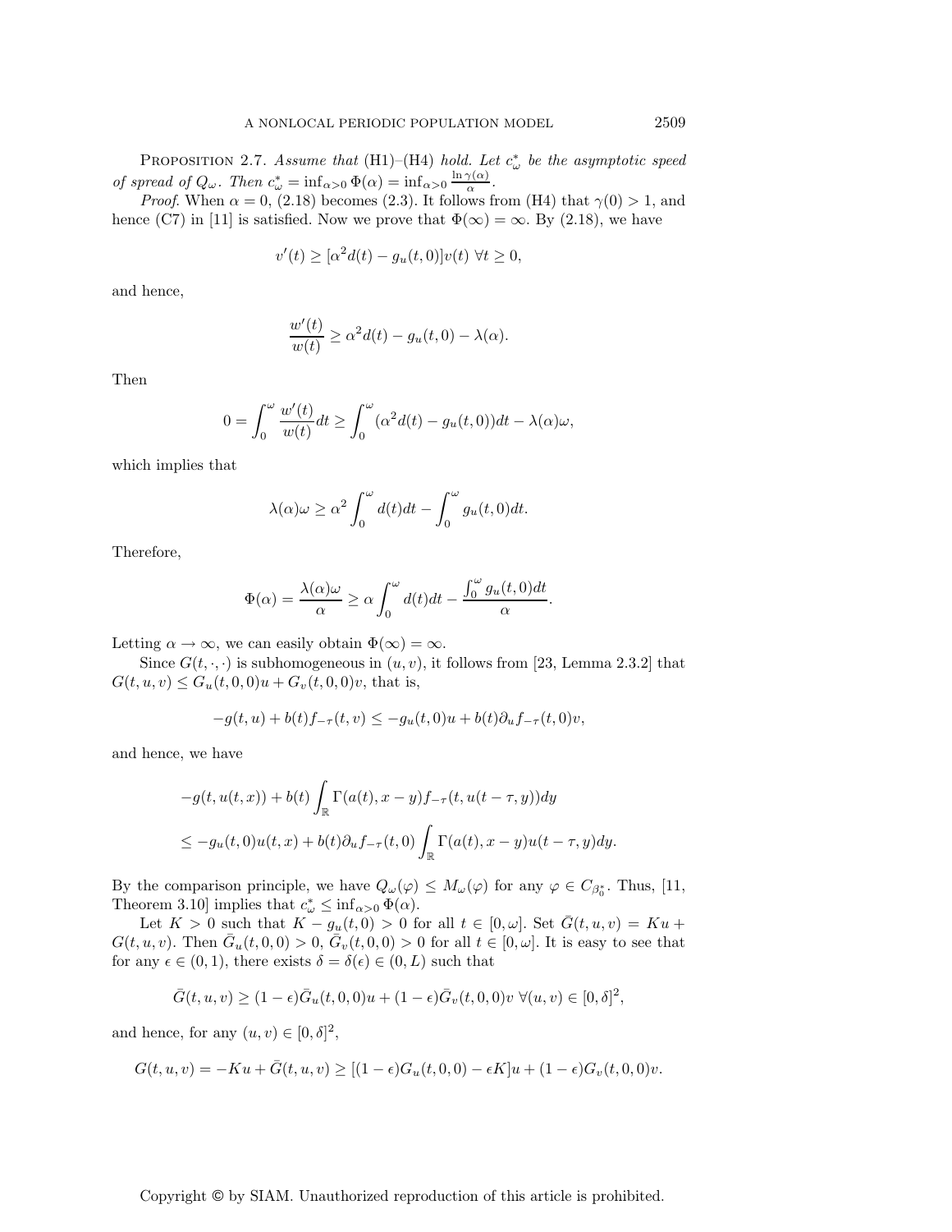**Proposition 2.7.** *Assume that* (H1)–(H4) *hold. Let $c^*_\omega$ be the asymptotic speed of spread of $Q_\omega$. Then $c^*_\omega = \inf_{\alpha>0} \Phi(\alpha) = \inf_{\alpha>0} \frac{\ln \gamma(\alpha)}{\alpha}$.*

*Proof.* When $\alpha = 0$, (2.18) becomes (2.3). It follows from (H4) that $\gamma(0) > 1$, and hence (C7) in [11] is satisfied. Now we prove that $\Phi(\infty) = \infty$. By (2.18), we have

$$v'(t) \geq [\alpha^2 d(t) - g_u(t, 0)]v(t) \ \forall t \geq 0,$$

and hence,

$$\frac{w'(t)}{w(t)} \geq \alpha^2 d(t) - g_u(t, 0) - \lambda(\alpha).$$

Then

$$0 = \int_0^\omega \frac{w'(t)}{w(t)} dt \geq \int_0^\omega (\alpha^2 d(t) - g_u(t, 0))dt - \lambda(\alpha)\omega,$$

which implies that

$$\lambda(\alpha)\omega \geq \alpha^2 \int_0^\omega d(t)dt - \int_0^\omega g_u(t, 0)dt.$$

Therefore,

$$\Phi(\alpha) = \frac{\lambda(\alpha)\omega}{\alpha} \geq \alpha \int_0^\omega d(t)dt - \frac{\int_0^\omega g_u(t, 0)dt}{\alpha}.$$

Letting $\alpha \to \infty$, we can easily obtain $\Phi(\infty) = \infty$.

Since $G(t, \cdot, \cdot)$ is subhomogeneous in $(u, v)$, it follows from [23, Lemma 2.3.2] that $G(t, u, v) \leq G_u(t, 0, 0)u + G_v(t, 0, 0)v$, that is,

$$-g(t, u) + b(t)f_{-\tau}(t, v) \leq -g_u(t, 0)u + b(t)\partial_u f_{-\tau}(t, 0)v,$$

and hence, we have

$$\begin{aligned}
&-g(t, u(t, x)) + b(t) \int_{\mathbb{R}} \Gamma(a(t), x - y) f_{-\tau}(t, u(t - \tau, y))dy \\
&\leq -g_u(t, 0)u(t, x) + b(t)\partial_u f_{-\tau}(t, 0) \int_{\mathbb{R}} \Gamma(a(t), x - y)u(t - \tau, y)dy.
\end{aligned}$$

By the comparison principle, we have $Q_\omega(\varphi) \leq M_\omega(\varphi)$ for any $\varphi \in C_{\beta_0^*}$. Thus, [11, Theorem 3.10] implies that $c^*_\omega \leq \inf_{\alpha>0} \Phi(\alpha)$.

Let $K > 0$ such that $K - g_u(t, 0) > 0$ for all $t \in [0, \omega]$. Set $\bar{G}(t, u, v) = Ku + G(t, u, v)$. Then $\bar{G}_u(t, 0, 0) > 0$, $\bar{G}_v(t, 0, 0) > 0$ for all $t \in [0, \omega]$. It is easy to see that for any $\epsilon \in (0, 1)$, there exists $\delta = \delta(\epsilon) \in (0, L)$ such that

$$\bar{G}(t, u, v) \geq (1 - \epsilon)\bar{G}_u(t, 0, 0)u + (1 - \epsilon)\bar{G}_v(t, 0, 0)v \ \forall (u, v) \in [0, \delta]^2,$$

and hence, for any $(u, v) \in [0, \delta]^2$,

$$G(t, u, v) = -Ku + \bar{G}(t, u, v) \geq [(1 - \epsilon)G_u(t, 0, 0) - \epsilon K]u + (1 - \epsilon)G_v(t, 0, 0)v.$$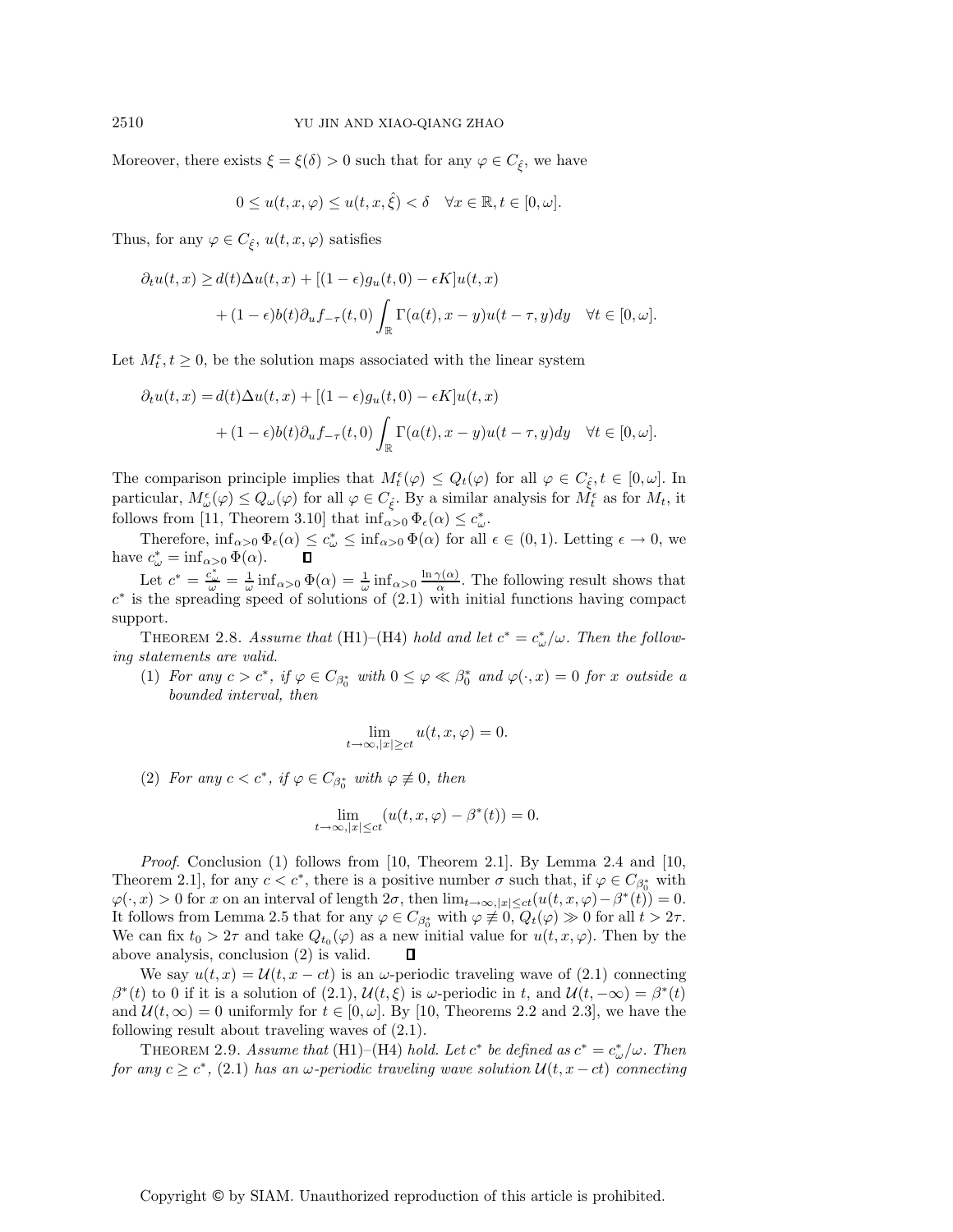Moreover, there exists $\xi = \xi(\delta) > 0$ such that for any $\varphi \in C_{\hat{\xi}}$, we have

$$0 \le u(t, x, \varphi) \le u(t, x, \hat{\xi}) < \delta \quad \forall x \in \mathbb{R}, t \in [0, \omega].$$

Thus, for any $\varphi \in C_{\hat{\xi}}$, $u(t, x, \varphi)$ satisfies

$$\begin{aligned}\partial_t u(t,x) \ge\, & d(t)\Delta u(t,x) + [(1-\epsilon)g_u(t,0) - \epsilon K]u(t,x) \\ & + (1-\epsilon)b(t)\partial_u f_{-\tau}(t,0)\int_{\mathbb{R}} \Gamma(a(t), x-y)u(t-\tau, y)dy \quad \forall t \in [0,\omega].\end{aligned}$$

Let $M_t^\epsilon, t \ge 0$, be the solution maps associated with the linear system

$$\begin{aligned}\partial_t u(t,x) =\, & d(t)\Delta u(t,x) + [(1-\epsilon)g_u(t,0) - \epsilon K]u(t,x) \\ & + (1-\epsilon)b(t)\partial_u f_{-\tau}(t,0)\int_{\mathbb{R}} \Gamma(a(t), x-y)u(t-\tau, y)dy \quad \forall t \in [0,\omega].\end{aligned}$$

The comparison principle implies that $M_t^\epsilon(\varphi) \le Q_t(\varphi)$ for all $\varphi \in C_{\hat{\xi}}, t \in [0, \omega]$. In particular, $M_\omega^\epsilon(\varphi) \le Q_\omega(\varphi)$ for all $\varphi \in C_{\hat{\xi}}$. By a similar analysis for $M_t^\epsilon$ as for $M_t$, it follows from [11, Theorem 3.10] that $\inf_{\alpha>0}\Phi_\epsilon(\alpha) \le c_\omega^*$.

Therefore, $\inf_{\alpha>0}\Phi_\epsilon(\alpha) \le c_\omega^* \le \inf_{\alpha>0}\Phi(\alpha)$ for all $\epsilon \in (0,1)$. Letting $\epsilon \to 0$, we have $c_\omega^* = \inf_{\alpha>0}\Phi(\alpha)$. ∎

Let $c^* = \frac{c_\omega^*}{\omega} = \frac{1}{\omega}\inf_{\alpha>0}\Phi(\alpha) = \frac{1}{\omega}\inf_{\alpha>0}\frac{\ln\gamma(\alpha)}{\alpha}$. The following result shows that $c^*$ is the spreading speed of solutions of (2.1) with initial functions having compact support.

THEOREM 2.8. *Assume that* (H1)–(H4) *hold and let* $c^* = c_\omega^*/\omega$. *Then the following statements are valid.*

(1) *For any* $c > c^*$, *if* $\varphi \in C_{\beta_0^*}$ *with* $0 \le \varphi \ll \beta_0^*$ *and* $\varphi(\cdot, x) = 0$ *for* $x$ *outside a bounded interval, then*

$$\lim_{t\to\infty, |x|\ge ct} u(t,x,\varphi) = 0.$$

(2) *For any* $c < c^*$, *if* $\varphi \in C_{\beta_0^*}$ *with* $\varphi \not\equiv 0$, *then*

$$\lim_{t\to\infty, |x|\le ct} (u(t,x,\varphi) - \beta^*(t)) = 0.$$

*Proof*. Conclusion (1) follows from [10, Theorem 2.1]. By Lemma 2.4 and [10, Theorem 2.1], for any $c < c^*$, there is a positive number $\sigma$ such that, if $\varphi \in C_{\beta_0^*}$ with $\varphi(\cdot, x) > 0$ for $x$ on an interval of length $2\sigma$, then $\lim_{t\to\infty,|x|\le ct}(u(t,x,\varphi) - \beta^*(t)) = 0$. It follows from Lemma 2.5 that for any $\varphi \in C_{\beta_0^*}$ with $\varphi \not\equiv 0$, $Q_t(\varphi) \gg 0$ for all $t > 2\tau$. We can fix $t_0 > 2\tau$ and take $Q_{t_0}(\varphi)$ as a new initial value for $u(t, x, \varphi)$. Then by the above analysis, conclusion (2) is valid. ∎

We say $u(t,x) = \mathcal{U}(t, x - ct)$ is an $\omega$-periodic traveling wave of (2.1) connecting $\beta^*(t)$ to 0 if it is a solution of (2.1), $\mathcal{U}(t,\xi)$ is $\omega$-periodic in $t$, and $\mathcal{U}(t, -\infty) = \beta^*(t)$ and $\mathcal{U}(t, \infty) = 0$ uniformly for $t \in [0, \omega]$. By [10, Theorems 2.2 and 2.3], we have the following result about traveling waves of (2.1).

THEOREM 2.9. *Assume that* (H1)–(H4) *hold. Let* $c^*$ *be defined as* $c^* = c_\omega^*/\omega$. *Then for any* $c \ge c^*$, (2.1) *has an* $\omega$*-periodic traveling wave solution* $\mathcal{U}(t, x - ct)$ *connecting*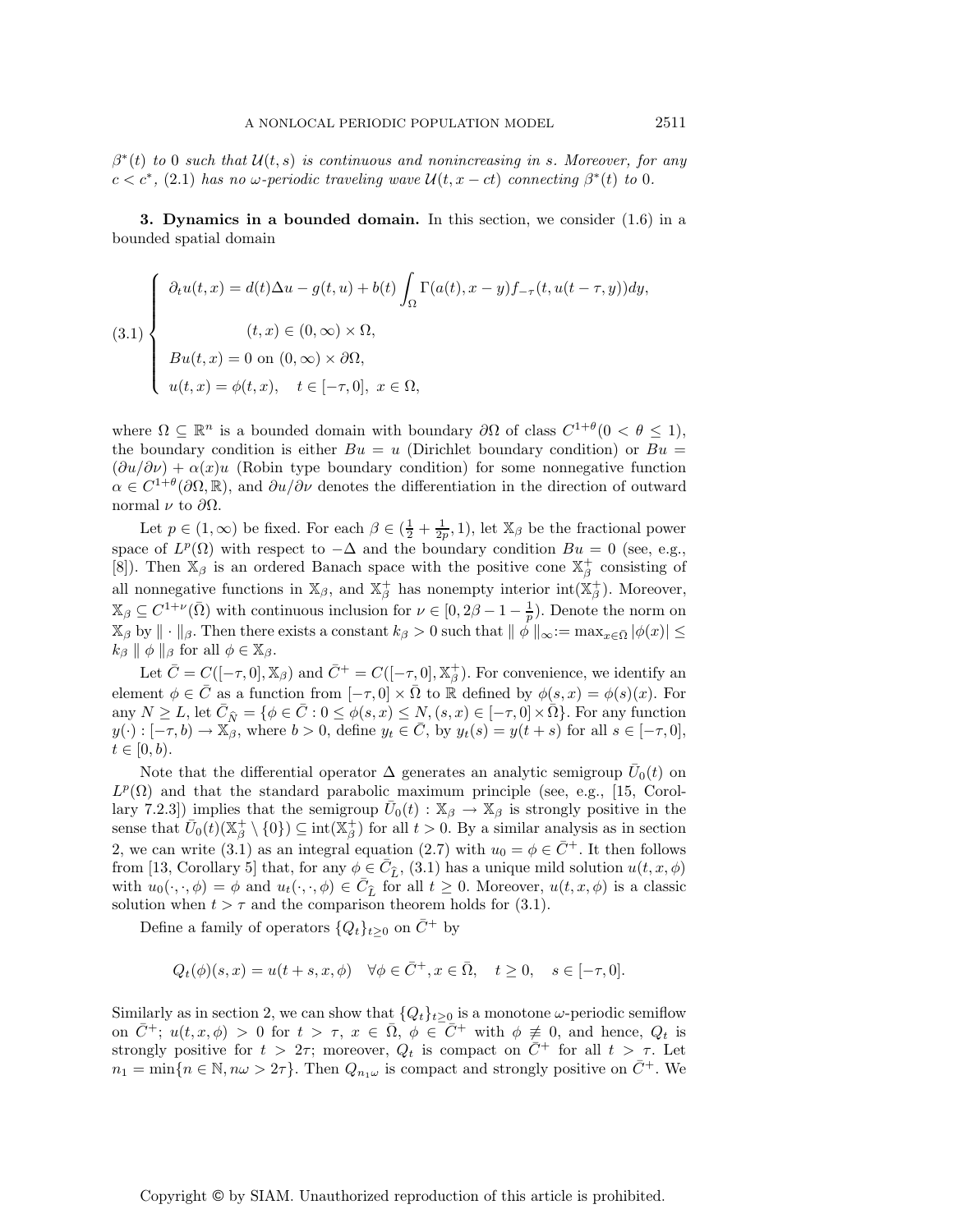*$\beta^*(t)$ to 0 such that $\mathcal{U}(t,s)$ is continuous and nonincreasing in $s$. Moreover, for any $c < c^*$, (2.1) has no $\omega$-periodic traveling wave $\mathcal{U}(t, x - ct)$ connecting $\beta^*(t)$ to 0.*

## 3. Dynamics in a bounded domain.

In this section, we consider (1.6) in a bounded spatial domain

$$
(3.1) \begin{cases} \partial_t u(t,x) = d(t)\Delta u - g(t,u) + b(t)\displaystyle\int_\Omega \Gamma(a(t), x-y) f_{-\tau}(t, u(t-\tau, y))dy, \\ \qquad\qquad (t,x) \in (0,\infty)\times\Omega, \\ Bu(t,x) = 0 \text{ on } (0,\infty)\times\partial\Omega, \\ u(t,x) = \phi(t,x), \quad t \in [-\tau, 0],\ x \in \Omega, \end{cases}
$$

where $\Omega \subseteq \mathbb{R}^n$ is a bounded domain with boundary $\partial\Omega$ of class $C^{1+\theta}(0 < \theta \leq 1)$, the boundary condition is either $Bu = u$ (Dirichlet boundary condition) or $Bu = (\partial u/\partial\nu) + \alpha(x)u$ (Robin type boundary condition) for some nonnegative function $\alpha \in C^{1+\theta}(\partial\Omega, \mathbb{R})$, and $\partial u/\partial\nu$ denotes the differentiation in the direction of outward normal $\nu$ to $\partial\Omega$.

Let $p \in (1, \infty)$ be fixed. For each $\beta \in (\frac{1}{2} + \frac{1}{2p}, 1)$, let $\mathbb{X}_\beta$ be the fractional power space of $L^p(\Omega)$ with respect to $-\Delta$ and the boundary condition $Bu = 0$ (see, e.g., [8]). Then $\mathbb{X}_\beta$ is an ordered Banach space with the positive cone $\mathbb{X}_\beta^+$ consisting of all nonnegative functions in $\mathbb{X}_\beta$, and $\mathbb{X}_\beta^+$ has nonempty interior $\operatorname{int}(\mathbb{X}_\beta^+)$. Moreover, $\mathbb{X}_\beta \subseteq C^{1+\nu}(\bar\Omega)$ with continuous inclusion for $\nu \in [0, 2\beta - 1 - \frac{1}{p})$. Denote the norm on $\mathbb{X}_\beta$ by $\|\cdot\|_\beta$. Then there exists a constant $k_\beta > 0$ such that $\|\phi\|_\infty := \max_{x\in\bar\Omega}|\phi(x)| \leq k_\beta \|\phi\|_\beta$ for all $\phi \in \mathbb{X}_\beta$.

Let $\bar C = C([-\tau, 0], \mathbb{X}_\beta)$ and $\bar C^+ = C([-\tau, 0], \mathbb{X}_\beta^+)$. For convenience, we identify an element $\phi \in \bar C$ as a function from $[-\tau, 0]\times\bar\Omega$ to $\mathbb{R}$ defined by $\phi(s,x) = \phi(s)(x)$. For any $N \geq L$, let $\bar C_{\widehat N} = \{\phi \in \bar C : 0 \leq \phi(s,x) \leq N, (s,x) \in [-\tau, 0]\times\bar\Omega\}$. For any function $y(\cdot) : [-\tau, b) \to \mathbb{X}_\beta$, where $b > 0$, define $y_t \in \bar C$, by $y_t(s) = y(t+s)$ for all $s \in [-\tau, 0]$, $t \in [0, b)$.

Note that the differential operator $\Delta$ generates an analytic semigroup $\bar U_0(t)$ on $L^p(\Omega)$ and that the standard parabolic maximum principle (see, e.g., [15, Corollary 7.2.3]) implies that the semigroup $\bar U_0(t) : \mathbb{X}_\beta \to \mathbb{X}_\beta$ is strongly positive in the sense that $\bar U_0(t)(\mathbb{X}_\beta^+ \setminus \{0\}) \subseteq \operatorname{int}(\mathbb{X}_\beta^+)$ for all $t > 0$. By a similar analysis as in section 2, we can write (3.1) as an integral equation (2.7) with $u_0 = \phi \in \bar C^+$. It then follows from [13, Corollary 5] that, for any $\phi \in \bar C_{\widehat L}$, (3.1) has a unique mild solution $u(t,x,\phi)$ with $u_0(\cdot,\cdot,\phi) = \phi$ and $u_t(\cdot,\cdot,\phi) \in \bar C_{\widehat L}$ for all $t \geq 0$. Moreover, $u(t,x,\phi)$ is a classic solution when $t > \tau$ and the comparison theorem holds for (3.1).

Define a family of operators $\{Q_t\}_{t\geq 0}$ on $\bar C^+$ by

$$
Q_t(\phi)(s,x) = u(t+s, x, \phi) \quad \forall \phi \in \bar C^+, x \in \bar\Omega, \quad t \geq 0, \quad s \in [-\tau, 0].
$$

Similarly as in section 2, we can show that $\{Q_t\}_{t\geq 0}$ is a monotone $\omega$-periodic semiflow on $\bar C^+$; $u(t,x,\phi) > 0$ for $t > \tau$, $x \in \bar\Omega$, $\phi \in \bar C^+$ with $\phi \not\equiv 0$, and hence, $Q_t$ is strongly positive for $t > 2\tau$; moreover, $Q_t$ is compact on $\bar C^+$ for all $t > \tau$. Let $n_1 = \min\{n \in \mathbb{N}, n\omega > 2\tau\}$. Then $Q_{n_1\omega}$ is compact and strongly positive on $\bar C^+$. We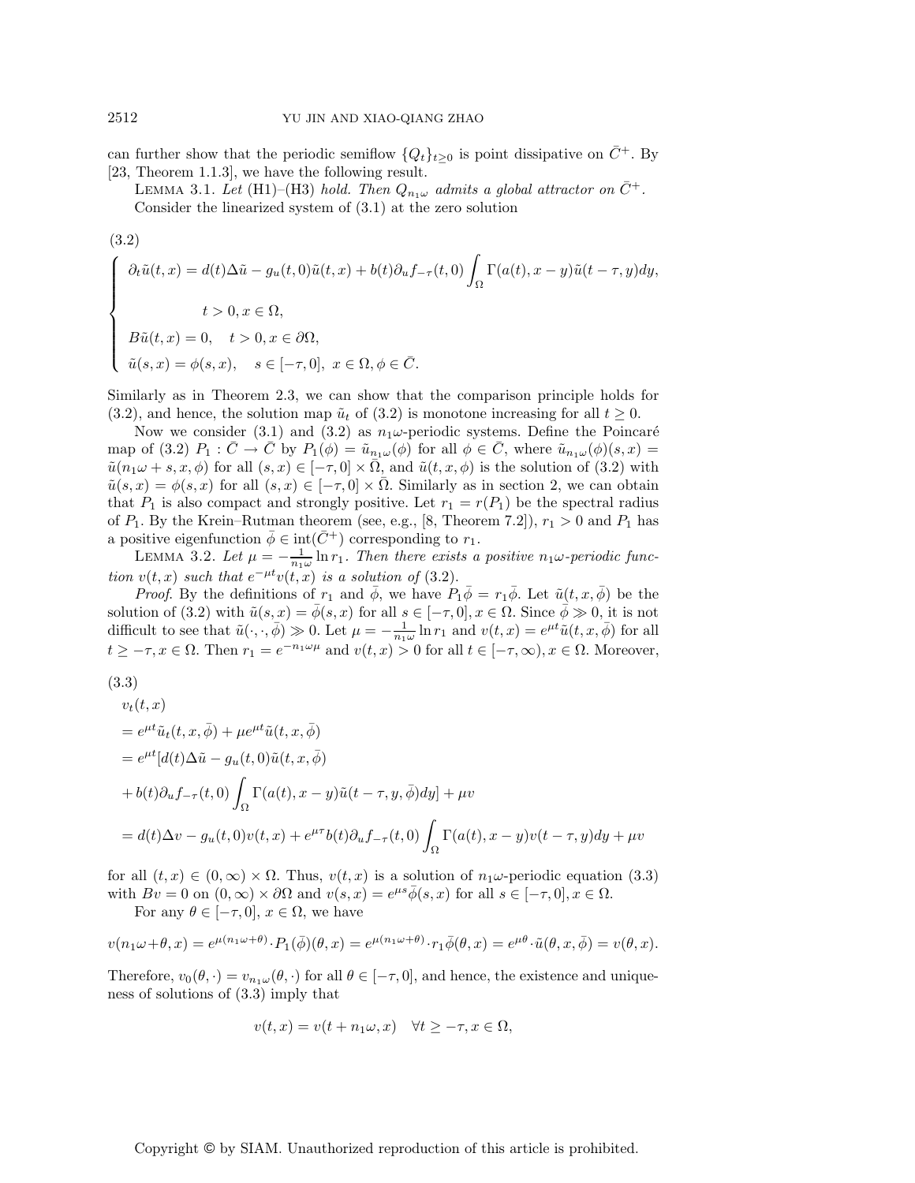can further show that the periodic semiflow $\{Q_t\}_{t\geq 0}$ is point dissipative on $\bar{C}^+$. By [23, Theorem 1.1.3], we have the following result.

Lemma 3.1. *Let (H1)–(H3) hold. Then $Q_{n_1\omega}$ admits a global attractor on $\bar{C}^+$.*

Consider the linearized system of (3.1) at the zero solution

(3.2)

$$
\begin{cases}
\partial_t \tilde{u}(t,x) = d(t)\Delta \tilde{u} - g_u(t,0)\tilde{u}(t,x) + b(t)\partial_u f_{-\tau}(t,0)\displaystyle\int_\Omega \Gamma(a(t), x-y)\tilde{u}(t-\tau,y)dy, \\
\qquad\qquad t>0, x\in\Omega, \\
B\tilde{u}(t,x) = 0, \quad t>0, x\in\partial\Omega, \\
\tilde{u}(s,x) = \phi(s,x), \quad s\in[-\tau,0],\ x\in\Omega, \phi\in\bar{C}.
\end{cases}
$$

Similarly as in Theorem 2.3, we can show that the comparison principle holds for (3.2), and hence, the solution map $\tilde{u}_t$ of (3.2) is monotone increasing for all $t\geq 0$.

Now we consider (3.1) and (3.2) as $n_1\omega$-periodic systems. Define the Poincaré map of (3.2) $P_1 : \bar{C} \to \bar{C}$ by $P_1(\phi) = \tilde{u}_{n_1\omega}(\phi)$ for all $\phi\in\bar{C}$, where $\tilde{u}_{n_1\omega}(\phi)(s,x) = \tilde{u}(n_1\omega + s, x, \phi)$ for all $(s,x)\in[-\tau,0]\times\bar{\Omega}$, and $\tilde{u}(t,x,\phi)$ is the solution of (3.2) with $\tilde{u}(s,x) = \phi(s,x)$ for all $(s,x)\in[-\tau,0]\times\bar{\Omega}$. Similarly as in section 2, we can obtain that $P_1$ is also compact and strongly positive. Let $r_1 = r(P_1)$ be the spectral radius of $P_1$. By the Krein–Rutman theorem (see, e.g., [8, Theorem 7.2]), $r_1>0$ and $P_1$ has a positive eigenfunction $\bar{\phi}\in \mathrm{int}(\bar{C}^+)$ corresponding to $r_1$.

Lemma 3.2. *Let $\mu = -\frac{1}{n_1\omega}\ln r_1$. Then there exists a positive $n_1\omega$-periodic function $v(t,x)$ such that $e^{-\mu t}v(t,x)$ is a solution of (3.2).*

*Proof*. By the definitions of $r_1$ and $\bar{\phi}$, we have $P_1\bar{\phi} = r_1\bar{\phi}$. Let $\tilde{u}(t,x,\bar{\phi})$ be the solution of (3.2) with $\tilde{u}(s,x) = \bar{\phi}(s,x)$ for all $s\in[-\tau,0], x\in\Omega$. Since $\bar{\phi}\gg 0$, it is not difficult to see that $\tilde{u}(\cdot,\cdot,\bar{\phi})\gg 0$. Let $\mu = -\frac{1}{n_1\omega}\ln r_1$ and $v(t,x) = e^{\mu t}\tilde{u}(t,x,\bar{\phi})$ for all $t\geq -\tau, x\in\Omega$. Then $r_1 = e^{-n_1\omega\mu}$ and $v(t,x)>0$ for all $t\in[-\tau,\infty), x\in\Omega$. Moreover,

(3.3)

$$
\begin{aligned}
&v_t(t,x) \\
&= e^{\mu t}\tilde{u}_t(t,x,\bar{\phi}) + \mu e^{\mu t}\tilde{u}(t,x,\bar{\phi}) \\
&= e^{\mu t}[d(t)\Delta\tilde{u} - g_u(t,0)\tilde{u}(t,x,\bar{\phi}) \\
&+ b(t)\partial_u f_{-\tau}(t,0)\int_\Omega \Gamma(a(t),x-y)\tilde{u}(t-\tau,y,\bar{\phi})dy] + \mu v \\
&= d(t)\Delta v - g_u(t,0)v(t,x) + e^{\mu\tau}b(t)\partial_u f_{-\tau}(t,0)\int_\Omega \Gamma(a(t),x-y)v(t-\tau,y)dy + \mu v
\end{aligned}
$$

for all $(t,x)\in(0,\infty)\times\Omega$. Thus, $v(t,x)$ is a solution of $n_1\omega$-periodic equation (3.3) with $Bv=0$ on $(0,\infty)\times\partial\Omega$ and $v(s,x) = e^{\mu s}\bar{\phi}(s,x)$ for all $s\in[-\tau,0], x\in\Omega$.

For any $\theta\in[-\tau,0]$, $x\in\Omega$, we have

$$
v(n_1\omega+\theta,x) = e^{\mu(n_1\omega+\theta)}\cdot P_1(\bar{\phi})(\theta,x) = e^{\mu(n_1\omega+\theta)}\cdot r_1\bar{\phi}(\theta,x) = e^{\mu\theta}\cdot\tilde{u}(\theta,x,\bar{\phi}) = v(\theta,x).
$$

Therefore, $v_0(\theta,\cdot) = v_{n_1\omega}(\theta,\cdot)$ for all $\theta\in[-\tau,0]$, and hence, the existence and uniqueness of solutions of (3.3) imply that

$$
v(t,x) = v(t+n_1\omega,x) \quad \forall t\geq-\tau, x\in\Omega,
$$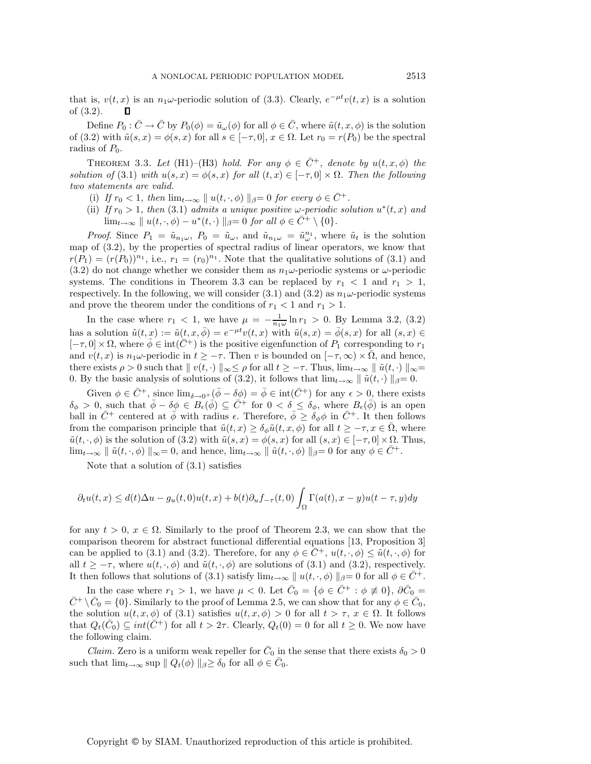that is, $v(t,x)$ is an $n_1\omega$-periodic solution of (3.3). Clearly, $e^{-\mu t}v(t,x)$ is a solution of (3.2). $\square$

Define $P_0 : \bar{C} \to \bar{C}$ by $P_0(\phi) = \tilde{u}_\omega(\phi)$ for all $\phi \in \bar{C}$, where $\tilde{u}(t,x,\phi)$ is the solution of (3.2) with $\tilde{u}(s,x) = \phi(s,x)$ for all $s \in [-\tau, 0]$, $x \in \Omega$. Let $r_0 = r(P_0)$ be the spectral radius of $P_0$.

THEOREM 3.3. *Let* (H1)–(H3) *hold. For any* $\phi \in \bar{C}^+$, *denote by* $u(t,x,\phi)$ *the solution of* (3.1) *with* $u(s,x) = \phi(s,x)$ *for all* $(t,x) \in [-\tau, 0] \times \Omega$. *Then the following two statements are valid.*

(i) *If* $r_0 < 1$, *then* $\lim_{t\to\infty} \parallel u(t,\cdot,\phi) \parallel_\beta = 0$ *for every* $\phi \in \bar{C}^+$.

(ii) *If* $r_0 > 1$, *then* (3.1) *admits a unique positive* $\omega$*-periodic solution* $u^*(t,x)$ *and* $\lim_{t\to\infty} \parallel u(t,\cdot,\phi) - u^*(t,\cdot) \parallel_\beta = 0$ *for all* $\phi \in \bar{C}^+ \setminus \{0\}$.

*Proof.* Since $P_1 = \tilde{u}_{n_1\omega}$, $P_0 = \tilde{u}_\omega$, and $\tilde{u}_{n_1\omega} = \tilde{u}_\omega^{n_1}$, where $\tilde{u}_t$ is the solution map of (3.2), by the properties of spectral radius of linear operators, we know that $r(P_1) = (r(P_0))^{n_1}$, i.e., $r_1 = (r_0)^{n_1}$. Note that the qualitative solutions of (3.1) and (3.2) do not change whether we consider them as $n_1\omega$-periodic systems or $\omega$-periodic systems. The conditions in Theorem 3.3 can be replaced by $r_1 < 1$ and $r_1 > 1$, respectively. In the following, we will consider (3.1) and (3.2) as $n_1\omega$-periodic systems and prove the theorem under the conditions of $r_1 < 1$ and $r_1 > 1$.

In the case where $r_1 < 1$, we have $\mu = -\frac{1}{n_1\omega}\ln r_1 > 0$. By Lemma 3.2, (3.2) has a solution $\tilde{u}(t,x) := \tilde{u}(t,x,\bar{\phi}) = e^{-\mu t}v(t,x)$ with $\tilde{u}(s,x) = \bar{\phi}(s,x)$ for all $(s,x) \in [-\tau, 0] \times \Omega$, where $\bar{\phi} \in \text{int}(\bar{C}^+)$ is the positive eigenfunction of $P_1$ corresponding to $r_1$ and $v(t,x)$ is $n_1\omega$-periodic in $t \geq -\tau$. Then $v$ is bounded on $[-\tau, \infty) \times \bar{\Omega}$, and hence, there exists $\rho > 0$ such that $\parallel v(t,\cdot) \parallel_\infty \leq \rho$ for all $t \geq -\tau$. Thus, $\lim_{t\to\infty} \parallel \tilde{u}(t,\cdot) \parallel_\infty = 0$. By the basic analysis of solutions of (3.2), it follows that $\lim_{t\to\infty} \parallel \tilde{u}(t,\cdot) \parallel_\beta = 0$.

Given $\phi \in \bar{C}^+$, since $\lim_{\delta\to 0^+}(\bar{\phi} - \delta\phi) = \bar{\phi} \in \text{int}(\bar{C}^+)$ for any $\epsilon > 0$, there exists $\delta_\phi > 0$, such that $\bar{\phi} - \delta\phi \in B_\epsilon(\bar{\phi}) \subseteq \bar{C}^+$ for $0 < \delta \leq \delta_\phi$, where $B_\epsilon(\bar{\phi})$ is an open ball in $\bar{C}^+$ centered at $\bar{\phi}$ with radius $\epsilon$. Therefore, $\bar{\phi} \geq \delta_\phi\phi$ in $\bar{C}^+$. It then follows from the comparison principle that $\tilde{u}(t,x) \geq \delta_\phi \tilde{u}(t,x,\phi)$ for all $t \geq -\tau, x \in \bar{\Omega}$, where $\tilde{u}(t,\cdot,\phi)$ is the solution of (3.2) with $\tilde{u}(s,x) = \phi(s,x)$ for all $(s,x) \in [-\tau, 0] \times \Omega$. Thus, $\lim_{t\to\infty} \parallel \tilde{u}(t,\cdot,\phi) \parallel_\infty = 0$, and hence, $\lim_{t\to\infty} \parallel \tilde{u}(t,\cdot,\phi) \parallel_\beta = 0$ for any $\phi \in \bar{C}^+$.

Note that a solution of (3.1) satisfies

$$\partial_t u(t,x) \leq d(t)\Delta u - g_u(t,0)u(t,x) + b(t)\partial_u f_{-\tau}(t,0)\int_\Omega \Gamma(a(t), x-y)u(t-\tau, y)dy$$

for any $t > 0$, $x \in \Omega$. Similarly to the proof of Theorem 2.3, we can show that the comparison theorem for abstract functional differential equations [13, Proposition 3] can be applied to (3.1) and (3.2). Therefore, for any $\phi \in \bar{C}^+$, $u(t,\cdot,\phi) \leq \tilde{u}(t,\cdot,\phi)$ for all $t \geq -\tau$, where $u(t,\cdot,\phi)$ and $\tilde{u}(t,\cdot,\phi)$ are solutions of (3.1) and (3.2), respectively. It then follows that solutions of (3.1) satisfy $\lim_{t\to\infty} \parallel u(t,\cdot,\phi) \parallel_\beta = 0$ for all $\phi \in \bar{C}^+$.

In the case where $r_1 > 1$, we have $\mu < 0$. Let $\bar{C}_0 = \{\phi \in \bar{C}^+ : \phi \not\equiv 0\}$, $\partial\bar{C}_0 = \bar{C}^+ \setminus \bar{C}_0 = \{0\}$. Similarly to the proof of Lemma 2.5, we can show that for any $\phi \in \bar{C}_0$, the solution $u(t,x,\phi)$ of (3.1) satisfies $u(t,x,\phi) > 0$ for all $t > \tau$, $x \in \Omega$. It follows that $Q_t(\bar{C}_0) \subseteq int(\bar{C}^+)$ for all $t > 2\tau$. Clearly, $Q_t(0) = 0$ for all $t \geq 0$. We now have the following claim.

*Claim.* Zero is a uniform weak repeller for $\bar{C}_0$ in the sense that there exists $\delta_0 > 0$ such that $\lim_{t\to\infty} \sup \parallel Q_t(\phi) \parallel_\beta \geq \delta_0$ for all $\phi \in \bar{C}_0$.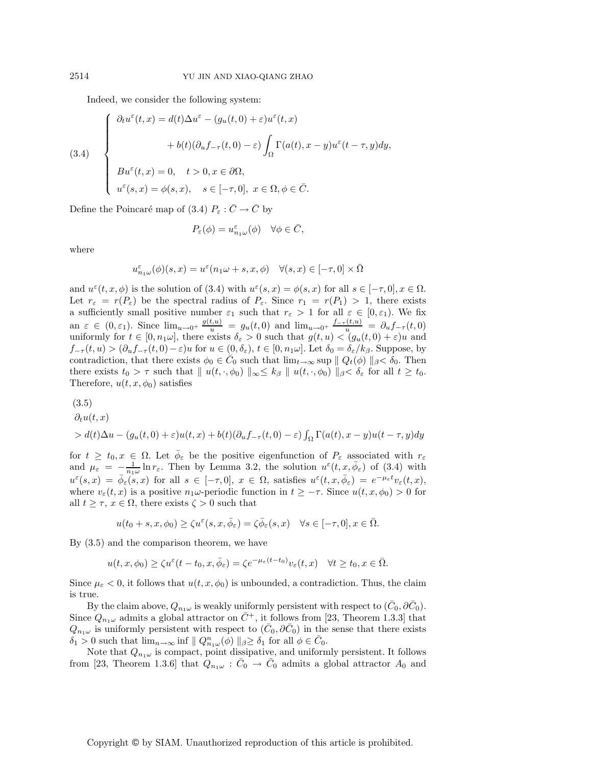Indeed, we consider the following system:

$$
(3.4) \quad \begin{cases} \partial_t u^\varepsilon(t,x) = d(t)\Delta u^\varepsilon - (g_u(t,0)+\varepsilon)u^\varepsilon(t,x) \\ \qquad\qquad + b(t)(\partial_u f_{-\tau}(t,0)-\varepsilon)\displaystyle\int_\Omega \Gamma(a(t),x-y)u^\varepsilon(t-\tau,y)dy, \\ Bu^\varepsilon(t,x) = 0, \quad t>0, x\in\partial\Omega, \\ u^\varepsilon(s,x) = \phi(s,x), \quad s\in[-\tau,0],\ x\in\Omega, \phi\in\bar{C}. \end{cases}
$$

Define the Poincaré map of (3.4) $P_\varepsilon : \bar{C}\to\bar{C}$ by

$$
P_\varepsilon(\phi) = u^\varepsilon_{n_1\omega}(\phi) \quad \forall \phi\in\bar{C},
$$

where

$$
u^\varepsilon_{n_1\omega}(\phi)(s,x) = u^\varepsilon(n_1\omega+s,x,\phi) \quad \forall (s,x)\in[-\tau,0]\times\bar{\Omega}
$$

and $u^\varepsilon(t,x,\phi)$ is the solution of (3.4) with $u^\varepsilon(s,x)=\phi(s,x)$ for all $s\in[-\tau,0], x\in\Omega$. Let $r_\varepsilon = r(P_\varepsilon)$ be the spectral radius of $P_\varepsilon$. Since $r_1 = r(P_1) > 1$, there exists a sufficiently small positive number $\varepsilon_1$ such that $r_\varepsilon > 1$ for all $\varepsilon\in[0,\varepsilon_1)$. We fix an $\varepsilon\in(0,\varepsilon_1)$. Since $\lim_{u\to 0^+}\frac{g(t,u)}{u} = g_u(t,0)$ and $\lim_{u\to 0^+}\frac{f_{-\tau}(t,u)}{u} = \partial_u f_{-\tau}(t,0)$ uniformly for $t\in[0,n_1\omega]$, there exists $\delta_\varepsilon > 0$ such that $g(t,u) < (g_u(t,0)+\varepsilon)u$ and $f_{-\tau}(t,u) > (\partial_u f_{-\tau}(t,0)-\varepsilon)u$ for $u\in(0,\delta_\varepsilon)$, $t\in[0,n_1\omega]$. Let $\delta_0 = \delta_\varepsilon/k_\beta$. Suppose, by contradiction, that there exists $\phi_0\in\bar{C}_0$ such that $\lim_{t\to\infty}\sup \| Q_t(\phi)\|_\beta < \delta_0$. Then there exists $t_0 > \tau$ such that $\| u(t,\cdot,\phi_0)\|_\infty \le k_\beta \| u(t,\cdot,\phi_0)\|_\beta < \delta_\varepsilon$ for all $t\ge t_0$. Therefore, $u(t,x,\phi_0)$ satisfies

$$
(3.5) \quad \begin{aligned} &\partial_t u(t,x) \\ &> d(t)\Delta u - (g_u(t,0)+\varepsilon)u(t,x) + b(t)(\partial_u f_{-\tau}(t,0)-\varepsilon)\textstyle\int_\Omega \Gamma(a(t),x-y)u(t-\tau,y)dy \end{aligned}
$$

for $t\ge t_0, x\in\Omega$. Let $\bar{\phi}_\varepsilon$ be the positive eigenfunction of $P_\varepsilon$ associated with $r_\varepsilon$ and $\mu_\varepsilon = -\frac{1}{n_1\omega}\ln r_\varepsilon$. Then by Lemma 3.2, the solution $u^\varepsilon(t,x,\bar{\phi}_\varepsilon)$ of (3.4) with $u^\varepsilon(s,x) = \bar{\phi}_\varepsilon(s,x)$ for all $s\in[-\tau,0]$, $x\in\Omega$, satisfies $u^\varepsilon(t,x,\bar{\phi}_\varepsilon) = e^{-\mu_\varepsilon t}v_\varepsilon(t,x)$, where $v_\varepsilon(t,x)$ is a positive $n_1\omega$-periodic function in $t\ge -\tau$. Since $u(t,x,\phi_0) > 0$ for all $t\ge\tau$, $x\in\Omega$, there exists $\zeta > 0$ such that

$$
u(t_0+s,x,\phi_0) \ge \zeta u^\varepsilon(s,x,\bar{\phi}_\varepsilon) = \zeta\bar{\phi}_\varepsilon(s,x) \quad \forall s\in[-\tau,0], x\in\bar{\Omega}.
$$

By (3.5) and the comparison theorem, we have

$$
u(t,x,\phi_0) \ge \zeta u^\varepsilon(t-t_0,x,\bar{\phi}_\varepsilon) = \zeta e^{-\mu_\varepsilon(t-t_0)}v_\varepsilon(t,x) \quad \forall t\ge t_0, x\in\bar{\Omega}.
$$

Since $\mu_\varepsilon < 0$, it follows that $u(t,x,\phi_0)$ is unbounded, a contradiction. Thus, the claim is true.

By the claim above, $Q_{n_1\omega}$ is weakly uniformly persistent with respect to $(\bar{C}_0,\partial\bar{C}_0)$. Since $Q_{n_1\omega}$ admits a global attractor on $\bar{C}^+$, it follows from [23, Theorem 1.3.3] that $Q_{n_1\omega}$ is uniformly persistent with respect to $(\bar{C}_0,\partial\bar{C}_0)$ in the sense that there exists $\delta_1 > 0$ such that $\lim_{n\to\infty}\inf \| Q^n_{n_1\omega}(\phi)\|_\beta \ge \delta_1$ for all $\phi\in\bar{C}_0$.

Note that $Q_{n_1\omega}$ is compact, point dissipative, and uniformly persistent. It follows from [23, Theorem 1.3.6] that $Q_{n_1\omega} : \bar{C}_0\to\bar{C}_0$ admits a global attractor $A_0$ and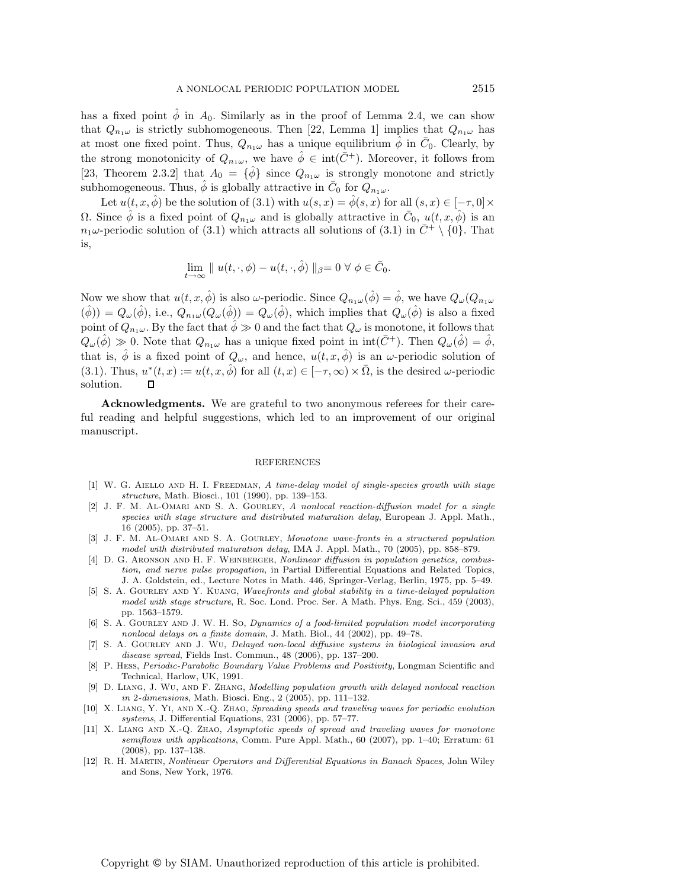has a fixed point $\hat{\phi}$ in $A_0$. Similarly as in the proof of Lemma 2.4, we can show that $Q_{n_1\omega}$ is strictly subhomogeneous. Then [22, Lemma 1] implies that $Q_{n_1\omega}$ has at most one fixed point. Thus, $Q_{n_1\omega}$ has a unique equilibrium $\hat{\phi}$ in $\bar{C}_0$. Clearly, by the strong monotonicity of $Q_{n_1\omega}$, we have $\hat{\phi} \in \text{int}(\bar{C}^+)$. Moreover, it follows from [23, Theorem 2.3.2] that $A_0 = \{\hat{\phi}\}$ since $Q_{n_1\omega}$ is strongly monotone and strictly subhomogeneous. Thus, $\hat{\phi}$ is globally attractive in $\bar{C}_0$ for $Q_{n_1\omega}$.

Let $u(t, x, \hat{\phi})$ be the solution of (3.1) with $u(s, x) = \hat{\phi}(s, x)$ for all $(s, x) \in [-\tau, 0] \times \Omega$. Since $\hat{\phi}$ is a fixed point of $Q_{n_1\omega}$ and is globally attractive in $\bar{C}_0$, $u(t, x, \hat{\phi})$ is an $n_1\omega$-periodic solution of (3.1) which attracts all solutions of (3.1) in $\bar{C}^+ \setminus \{0\}$. That is,

$$\lim_{t\to\infty} \| u(t, \cdot, \phi) - u(t, \cdot, \hat{\phi}) \|_\beta = 0 \ \forall \ \phi \in \bar{C}_0.$$

Now we show that $u(t, x, \hat{\phi})$ is also $\omega$-periodic. Since $Q_{n_1\omega}(\hat{\phi}) = \hat{\phi}$, we have $Q_\omega(Q_{n_1\omega}(\hat{\phi})) = Q_\omega(\hat{\phi})$, i.e., $Q_{n_1\omega}(Q_\omega(\hat{\phi})) = Q_\omega(\hat{\phi})$, which implies that $Q_\omega(\hat{\phi})$ is also a fixed point of $Q_{n_1\omega}$. By the fact that $\hat{\phi} \gg 0$ and the fact that $Q_\omega$ is monotone, it follows that $Q_\omega(\hat{\phi}) \gg 0$. Note that $Q_{n_1\omega}$ has a unique fixed point in $\text{int}(\bar{C}^+)$. Then $Q_\omega(\hat{\phi}) = \hat{\phi}$, that is, $\hat{\phi}$ is a fixed point of $Q_\omega$, and hence, $u(t, x, \hat{\phi})$ is an $\omega$-periodic solution of (3.1). Thus, $u^*(t, x) := u(t, x, \hat{\phi})$ for all $(t, x) \in [-\tau, \infty) \times \bar{\Omega}$, is the desired $\omega$-periodic solution. ∎

**Acknowledgments.** We are grateful to two anonymous referees for their careful reading and helpful suggestions, which led to an improvement of our original manuscript.

## REFERENCES

[1] W. G. Aiello and H. I. Freedman, *A time-delay model of single-species growth with stage structure*, Math. Biosci., 101 (1990), pp. 139–153.

[2] J. F. M. Al-Omari and S. A. Gourley, *A nonlocal reaction-diffusion model for a single species with stage structure and distributed maturation delay*, European J. Appl. Math., 16 (2005), pp. 37–51.

[3] J. F. M. Al-Omari and S. A. Gourley, *Monotone wave-fronts in a structured population model with distributed maturation delay*, IMA J. Appl. Math., 70 (2005), pp. 858–879.

[4] D. G. Aronson and H. F. Weinberger, *Nonlinear diffusion in population genetics, combustion, and nerve pulse propagation*, in Partial Differential Equations and Related Topics, J. A. Goldstein, ed., Lecture Notes in Math. 446, Springer-Verlag, Berlin, 1975, pp. 5–49.

[5] S. A. Gourley and Y. Kuang, *Wavefronts and global stability in a time-delayed population model with stage structure*, R. Soc. Lond. Proc. Ser. A Math. Phys. Eng. Sci., 459 (2003), pp. 1563–1579.

[6] S. A. Gourley and J. W. H. So, *Dynamics of a food-limited population model incorporating nonlocal delays on a finite domain*, J. Math. Biol., 44 (2002), pp. 49–78.

[7] S. A. Gourley and J. Wu, *Delayed non-local diffusive systems in biological invasion and disease spread*, Fields Inst. Commun., 48 (2006), pp. 137–200.

[8] P. Hess, *Periodic-Parabolic Boundary Value Problems and Positivity*, Longman Scientific and Technical, Harlow, UK, 1991.

[9] D. Liang, J. Wu, and F. Zhang, *Modelling population growth with delayed nonlocal reaction in 2-dimensions*, Math. Biosci. Eng., 2 (2005), pp. 111–132.

[10] X. Liang, Y. Yi, and X.-Q. Zhao, *Spreading speeds and traveling waves for periodic evolution systems*, J. Differential Equations, 231 (2006), pp. 57–77.

[11] X. Liang and X.-Q. Zhao, *Asymptotic speeds of spread and traveling waves for monotone semiflows with applications*, Comm. Pure Appl. Math., 60 (2007), pp. 1–40; Erratum: 61 (2008), pp. 137–138.

[12] R. H. Martin, *Nonlinear Operators and Differential Equations in Banach Spaces*, John Wiley and Sons, New York, 1976.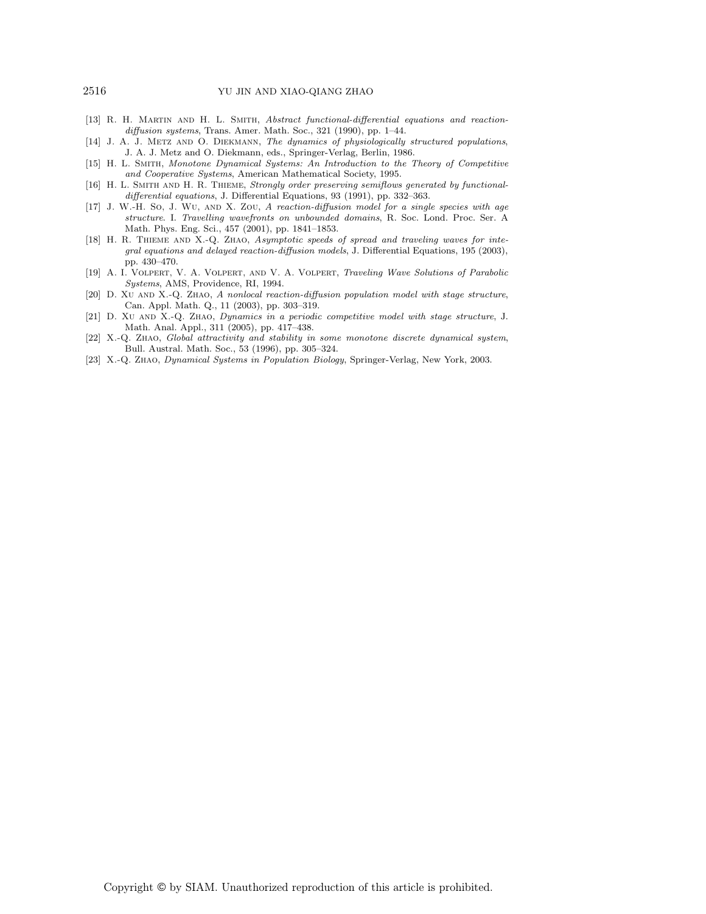[13] R. H. Martin and H. L. Smith, *Abstract functional-differential equations and reaction-diffusion systems*, Trans. Amer. Math. Soc., 321 (1990), pp. 1–44.

[14] J. A. J. Metz and O. Diekmann, *The dynamics of physiologically structured populations*, J. A. J. Metz and O. Diekmann, eds., Springer-Verlag, Berlin, 1986.

[15] H. L. Smith, *Monotone Dynamical Systems: An Introduction to the Theory of Competitive and Cooperative Systems*, American Mathematical Society, 1995.

[16] H. L. Smith and H. R. Thieme, *Strongly order preserving semiflows generated by functional-differential equations*, J. Differential Equations, 93 (1991), pp. 332–363.

[17] J. W.-H. So, J. Wu, and X. Zou, *A reaction-diffusion model for a single species with age structure*. I. *Travelling wavefronts on unbounded domains*, R. Soc. Lond. Proc. Ser. A Math. Phys. Eng. Sci., 457 (2001), pp. 1841–1853.

[18] H. R. Thieme and X.-Q. Zhao, *Asymptotic speeds of spread and traveling waves for integral equations and delayed reaction-diffusion models*, J. Differential Equations, 195 (2003), pp. 430–470.

[19] A. I. Volpert, V. A. Volpert, and V. A. Volpert, *Traveling Wave Solutions of Parabolic Systems*, AMS, Providence, RI, 1994.

[20] D. Xu and X.-Q. Zhao, *A nonlocal reaction-diffusion population model with stage structure*, Can. Appl. Math. Q., 11 (2003), pp. 303–319.

[21] D. Xu and X.-Q. Zhao, *Dynamics in a periodic competitive model with stage structure*, J. Math. Anal. Appl., 311 (2005), pp. 417–438.

[22] X.-Q. Zhao, *Global attractivity and stability in some monotone discrete dynamical system*, Bull. Austral. Math. Soc., 53 (1996), pp. 305–324.

[23] X.-Q. Zhao, *Dynamical Systems in Population Biology*, Springer-Verlag, New York, 2003.